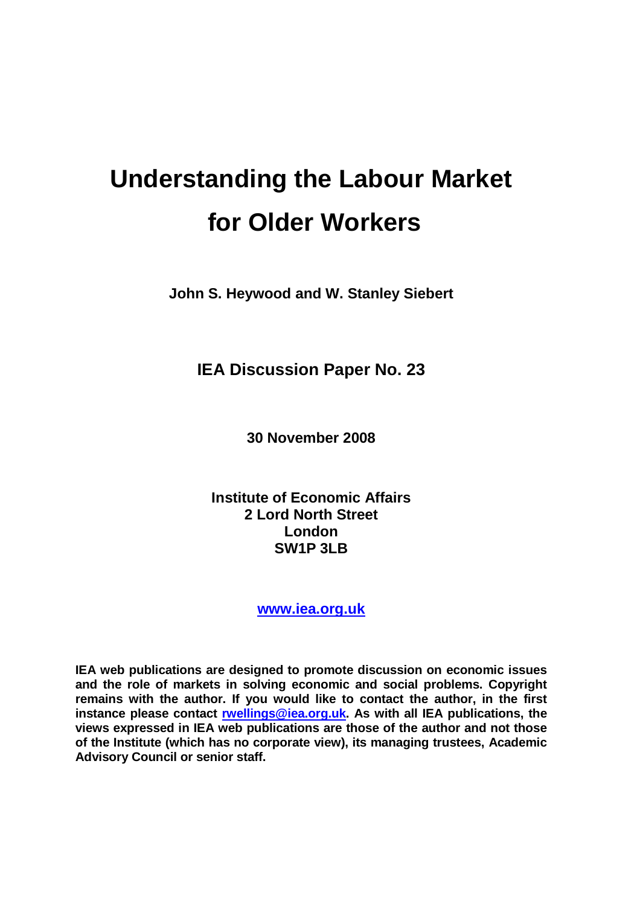# Understanding the Labour Market for Older Workers

**John S. Heywood and W. Stanley Siebert**

**IEA Discussion Paper No. 23**

**30 November 2008**

**Institute of Economic Affairs**
**2 Lord North Street**
**London**
**SW1P 3LB**

**www.iea.org.uk**

**IEA web publications are designed to promote discussion on economic issues and the role of markets in solving economic and social problems. Copyright remains with the author. If you would like to contact the author, in the first instance please contact rwellings@iea.org.uk. As with all IEA publications, the views expressed in IEA web publications are those of the author and not those of the Institute (which has no corporate view), its managing trustees, Academic Advisory Council or senior staff.**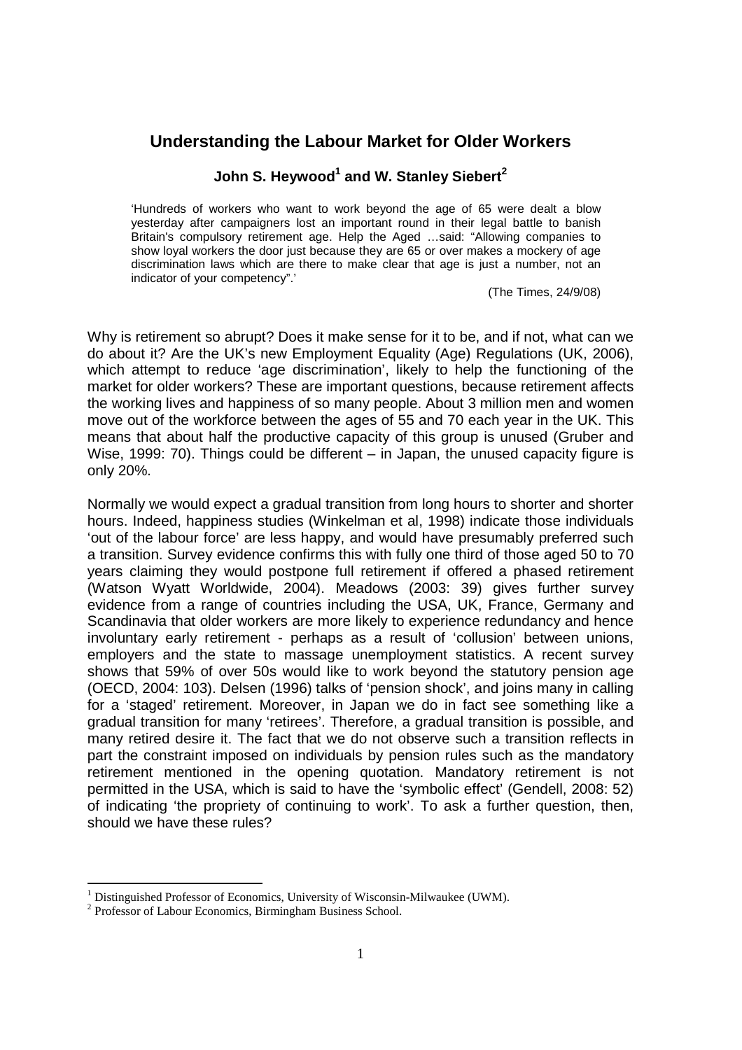# Understanding the Labour Market for Older Workers

## John S. Heywood[1] and W. Stanley Siebert[2]

> 'Hundreds of workers who want to work beyond the age of 65 were dealt a blow yesterday after campaigners lost an important round in their legal battle to banish Britain's compulsory retirement age. Help the Aged …said: "Allowing companies to show loyal workers the door just because they are 65 or over makes a mockery of age discrimination laws which are there to make clear that age is just a number, not an indicator of your competency".'
>
> (The Times, 24/9/08)

Why is retirement so abrupt? Does it make sense for it to be, and if not, what can we do about it? Are the UK's new Employment Equality (Age) Regulations (UK, 2006), which attempt to reduce 'age discrimination', likely to help the functioning of the market for older workers? These are important questions, because retirement affects the working lives and happiness of so many people. About 3 million men and women move out of the workforce between the ages of 55 and 70 each year in the UK. This means that about half the productive capacity of this group is unused (Gruber and Wise, 1999: 70). Things could be different – in Japan, the unused capacity figure is only 20%.

Normally we would expect a gradual transition from long hours to shorter and shorter hours. Indeed, happiness studies (Winkelman et al, 1998) indicate those individuals 'out of the labour force' are less happy, and would have presumably preferred such a transition. Survey evidence confirms this with fully one third of those aged 50 to 70 years claiming they would postpone full retirement if offered a phased retirement (Watson Wyatt Worldwide, 2004). Meadows (2003: 39) gives further survey evidence from a range of countries including the USA, UK, France, Germany and Scandinavia that older workers are more likely to experience redundancy and hence involuntary early retirement - perhaps as a result of 'collusion' between unions, employers and the state to massage unemployment statistics. A recent survey shows that 59% of over 50s would like to work beyond the statutory pension age (OECD, 2004: 103). Delsen (1996) talks of 'pension shock', and joins many in calling for a 'staged' retirement. Moreover, in Japan we do in fact see something like a gradual transition for many 'retirees'. Therefore, a gradual transition is possible, and many retired desire it. The fact that we do not observe such a transition reflects in part the constraint imposed on individuals by pension rules such as the mandatory retirement mentioned in the opening quotation. Mandatory retirement is not permitted in the USA, which is said to have the 'symbolic effect' (Gendell, 2008: 52) of indicating 'the propriety of continuing to work'. To ask a further question, then, should we have these rules?

---

[1] Distinguished Professor of Economics, University of Wisconsin-Milwaukee (UWM).

[2] Professor of Labour Economics, Birmingham Business School.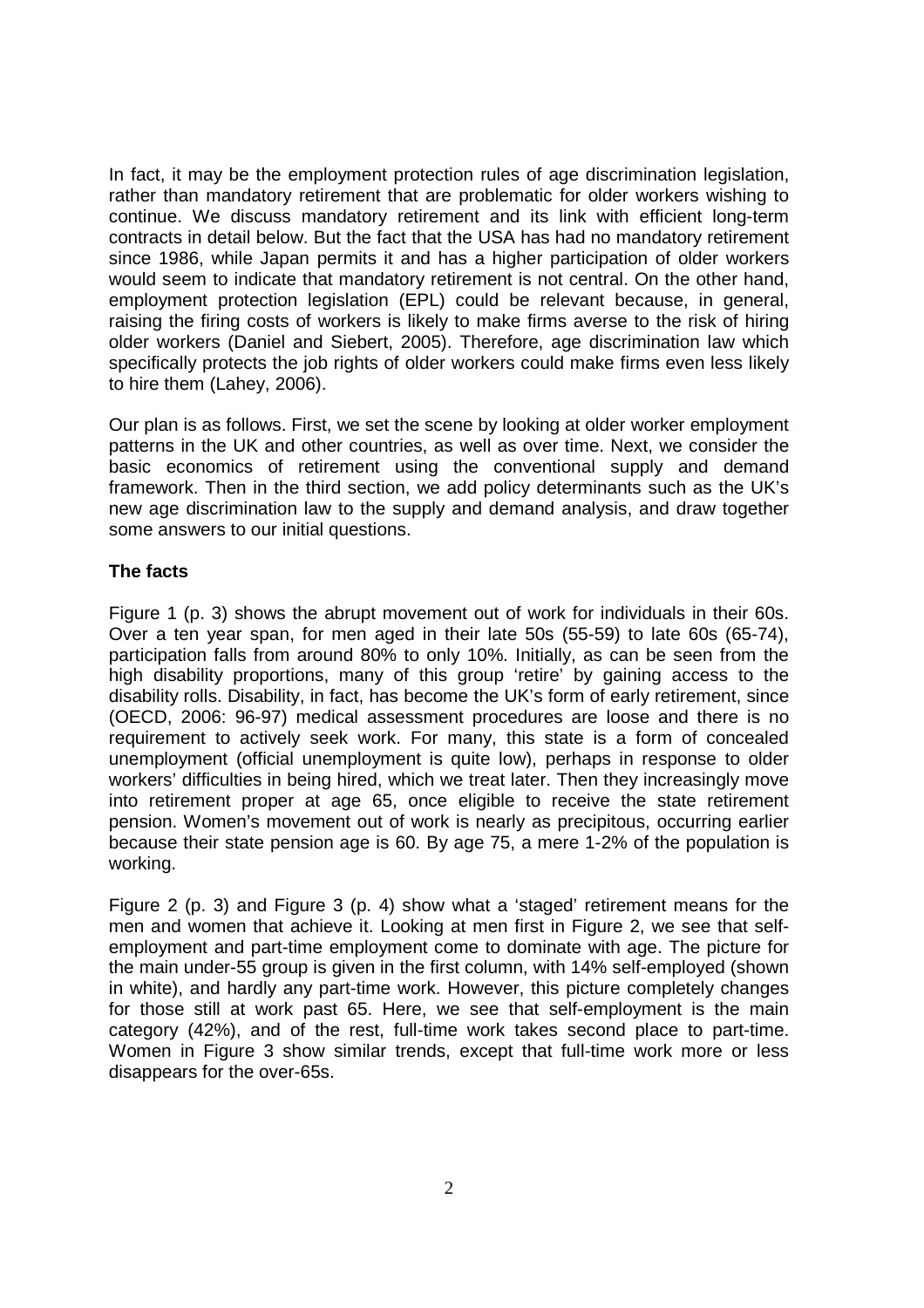In fact, it may be the employment protection rules of age discrimination legislation, rather than mandatory retirement that are problematic for older workers wishing to continue. We discuss mandatory retirement and its link with efficient long-term contracts in detail below. But the fact that the USA has had no mandatory retirement since 1986, while Japan permits it and has a higher participation of older workers would seem to indicate that mandatory retirement is not central. On the other hand, employment protection legislation (EPL) could be relevant because, in general, raising the firing costs of workers is likely to make firms averse to the risk of hiring older workers (Daniel and Siebert, 2005). Therefore, age discrimination law which specifically protects the job rights of older workers could make firms even less likely to hire them (Lahey, 2006).

Our plan is as follows. First, we set the scene by looking at older worker employment patterns in the UK and other countries, as well as over time. Next, we consider the basic economics of retirement using the conventional supply and demand framework. Then in the third section, we add policy determinants such as the UK's new age discrimination law to the supply and demand analysis, and draw together some answers to our initial questions.

**The facts**

Figure 1 (p. 3) shows the abrupt movement out of work for individuals in their 60s. Over a ten year span, for men aged in their late 50s (55-59) to late 60s (65-74), participation falls from around 80% to only 10%. Initially, as can be seen from the high disability proportions, many of this group 'retire' by gaining access to the disability rolls. Disability, in fact, has become the UK's form of early retirement, since (OECD, 2006: 96-97) medical assessment procedures are loose and there is no requirement to actively seek work. For many, this state is a form of concealed unemployment (official unemployment is quite low), perhaps in response to older workers' difficulties in being hired, which we treat later. Then they increasingly move into retirement proper at age 65, once eligible to receive the state retirement pension. Women's movement out of work is nearly as precipitous, occurring earlier because their state pension age is 60. By age 75, a mere 1-2% of the population is working.

Figure 2 (p. 3) and Figure 3 (p. 4) show what a 'staged' retirement means for the men and women that achieve it. Looking at men first in Figure 2, we see that self-employment and part-time employment come to dominate with age. The picture for the main under-55 group is given in the first column, with 14% self-employed (shown in white), and hardly any part-time work. However, this picture completely changes for those still at work past 65. Here, we see that self-employment is the main category (42%), and of the rest, full-time work takes second place to part-time. Women in Figure 3 show similar trends, except that full-time work more or less disappears for the over-65s.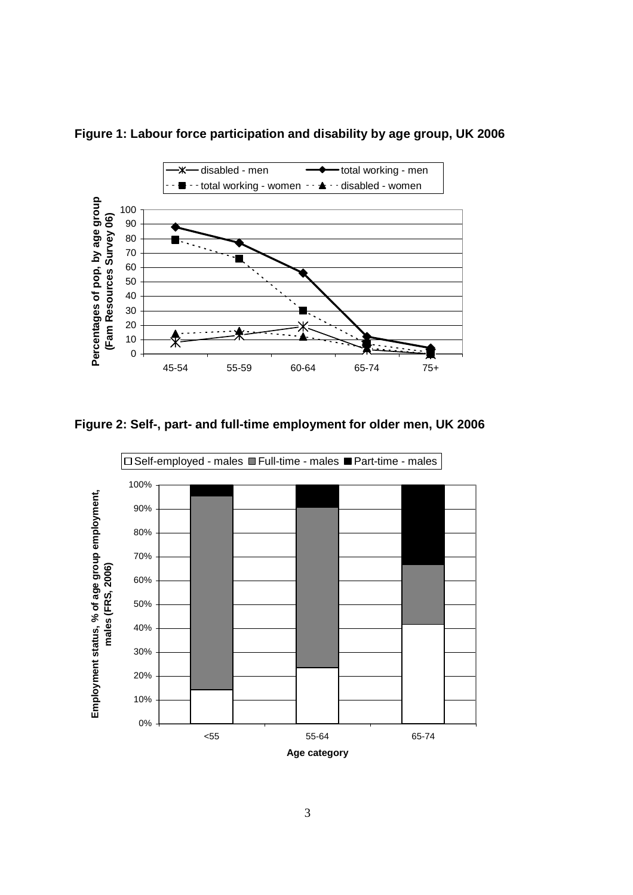**Figure 1: Labour force participation and disability by age group, UK 2006**

**Figure 2: Self-, part- and full-time employment for older men, UK 2006**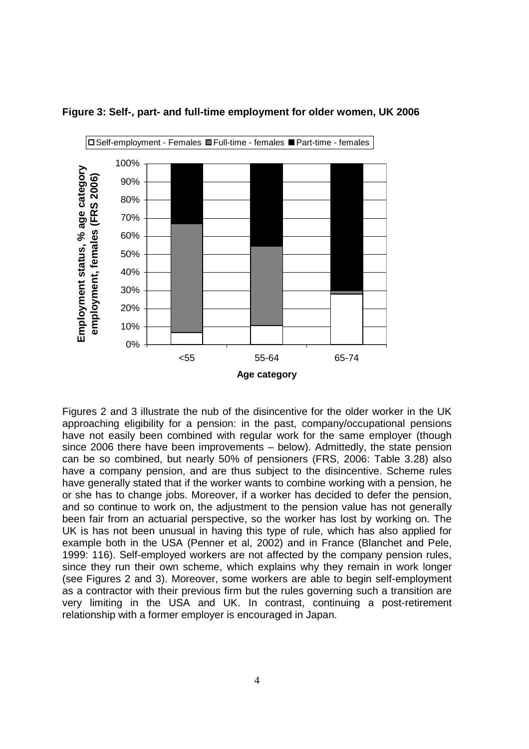**Figure 3: Self-, part- and full-time employment for older women, UK 2006**

Figures 2 and 3 illustrate the nub of the disincentive for the older worker in the UK approaching eligibility for a pension: in the past, company/occupational pensions have not easily been combined with regular work for the same employer (though since 2006 there have been improvements – below). Admittedly, the state pension can be so combined, but nearly 50% of pensioners (FRS, 2006: Table 3.28) also have a company pension, and are thus subject to the disincentive. Scheme rules have generally stated that if the worker wants to combine working with a pension, he or she has to change jobs. Moreover, if a worker has decided to defer the pension, and so continue to work on, the adjustment to the pension value has not generally been fair from an actuarial perspective, so the worker has lost by working on. The UK is has not been unusual in having this type of rule, which has also applied for example both in the USA (Penner et al, 2002) and in France (Blanchet and Pele, 1999: 116). Self-employed workers are not affected by the company pension rules, since they run their own scheme, which explains why they remain in work longer (see Figures 2 and 3). Moreover, some workers are able to begin self-employment as a contractor with their previous firm but the rules governing such a transition are very limiting in the USA and UK. In contrast, continuing a post-retirement relationship with a former employer is encouraged in Japan.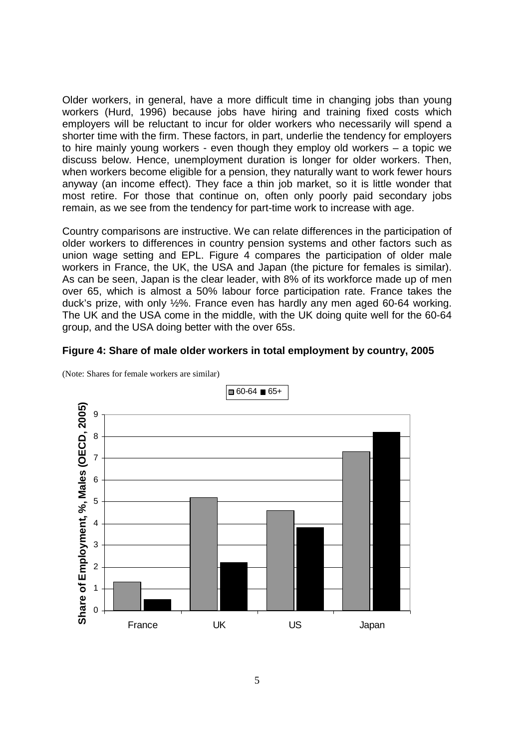Older workers, in general, have a more difficult time in changing jobs than young workers (Hurd, 1996) because jobs have hiring and training fixed costs which employers will be reluctant to incur for older workers who necessarily will spend a shorter time with the firm. These factors, in part, underlie the tendency for employers to hire mainly young workers - even though they employ old workers – a topic we discuss below. Hence, unemployment duration is longer for older workers. Then, when workers become eligible for a pension, they naturally want to work fewer hours anyway (an income effect). They face a thin job market, so it is little wonder that most retire. For those that continue on, often only poorly paid secondary jobs remain, as we see from the tendency for part-time work to increase with age.

Country comparisons are instructive. We can relate differences in the participation of older workers to differences in country pension systems and other factors such as union wage setting and EPL. Figure 4 compares the participation of older male workers in France, the UK, the USA and Japan (the picture for females is similar). As can be seen, Japan is the clear leader, with 8% of its workforce made up of men over 65, which is almost a 50% labour force participation rate. France takes the duck's prize, with only ½%. France even has hardly any men aged 60-64 working. The UK and the USA come in the middle, with the UK doing quite well for the 60-64 group, and the USA doing better with the over 65s.

**Figure 4: Share of male older workers in total employment by country, 2005**

(Note: Shares for female workers are similar)

| Country | 60-64 | 65+ |
|---|---|---|
| France | 1.3 | 0.5 |
| UK | 5.2 | 2.2 |
| US | 4.6 | 3.8 |
| Japan | 7.3 | 8.2 |

Share of Employment, %, Males (OECD, 2005)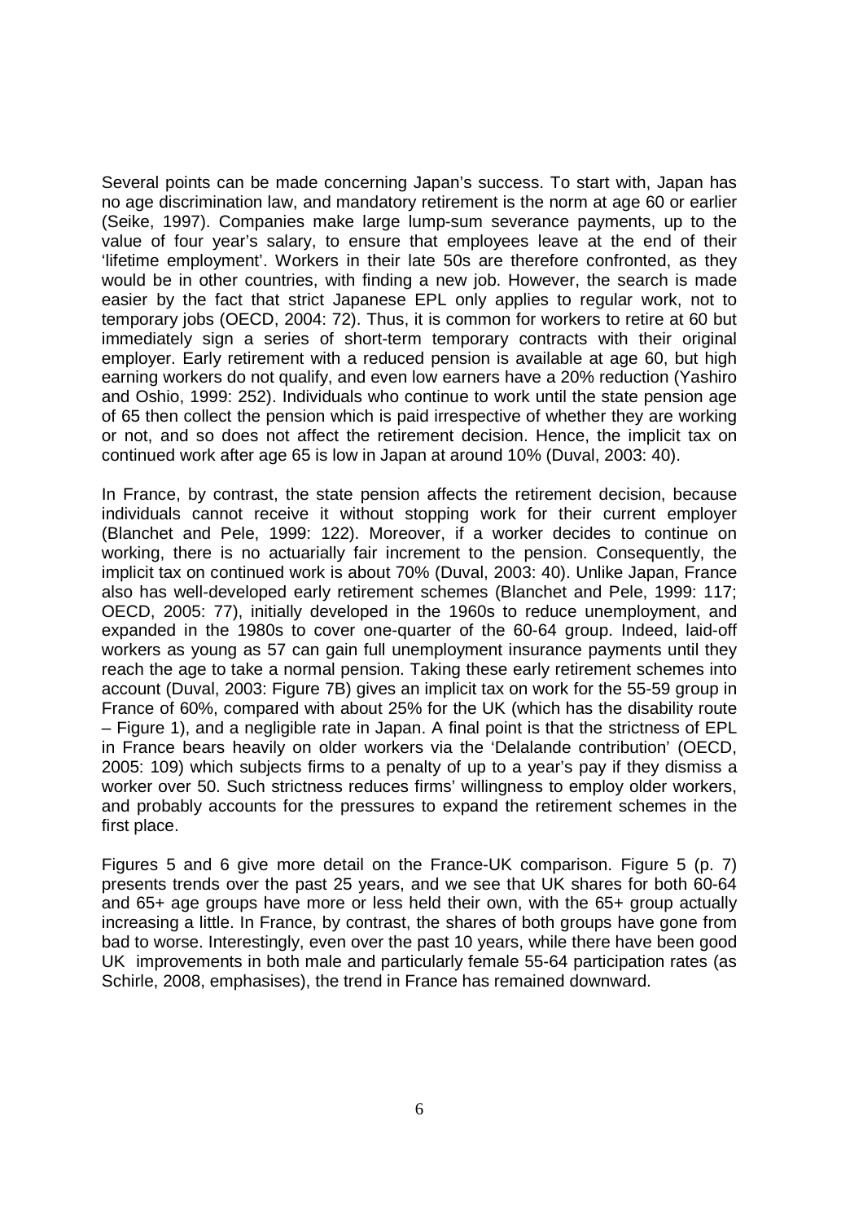Several points can be made concerning Japan's success. To start with, Japan has no age discrimination law, and mandatory retirement is the norm at age 60 or earlier (Seike, 1997). Companies make large lump-sum severance payments, up to the value of four year's salary, to ensure that employees leave at the end of their 'lifetime employment'. Workers in their late 50s are therefore confronted, as they would be in other countries, with finding a new job. However, the search is made easier by the fact that strict Japanese EPL only applies to regular work, not to temporary jobs (OECD, 2004: 72). Thus, it is common for workers to retire at 60 but immediately sign a series of short-term temporary contracts with their original employer. Early retirement with a reduced pension is available at age 60, but high earning workers do not qualify, and even low earners have a 20% reduction (Yashiro and Oshio, 1999: 252). Individuals who continue to work until the state pension age of 65 then collect the pension which is paid irrespective of whether they are working or not, and so does not affect the retirement decision. Hence, the implicit tax on continued work after age 65 is low in Japan at around 10% (Duval, 2003: 40).

In France, by contrast, the state pension affects the retirement decision, because individuals cannot receive it without stopping work for their current employer (Blanchet and Pele, 1999: 122). Moreover, if a worker decides to continue on working, there is no actuarially fair increment to the pension. Consequently, the implicit tax on continued work is about 70% (Duval, 2003: 40). Unlike Japan, France also has well-developed early retirement schemes (Blanchet and Pele, 1999: 117; OECD, 2005: 77), initially developed in the 1960s to reduce unemployment, and expanded in the 1980s to cover one-quarter of the 60-64 group. Indeed, laid-off workers as young as 57 can gain full unemployment insurance payments until they reach the age to take a normal pension. Taking these early retirement schemes into account (Duval, 2003: Figure 7B) gives an implicit tax on work for the 55-59 group in France of 60%, compared with about 25% for the UK (which has the disability route – Figure 1), and a negligible rate in Japan. A final point is that the strictness of EPL in France bears heavily on older workers via the 'Delalande contribution' (OECD, 2005: 109) which subjects firms to a penalty of up to a year's pay if they dismiss a worker over 50. Such strictness reduces firms' willingness to employ older workers, and probably accounts for the pressures to expand the retirement schemes in the first place.

Figures 5 and 6 give more detail on the France-UK comparison. Figure 5 (p. 7) presents trends over the past 25 years, and we see that UK shares for both 60-64 and 65+ age groups have more or less held their own, with the 65+ group actually increasing a little. In France, by contrast, the shares of both groups have gone from bad to worse. Interestingly, even over the past 10 years, while there have been good UK improvements in both male and particularly female 55-64 participation rates (as Schirle, 2008, emphasises), the trend in France has remained downward.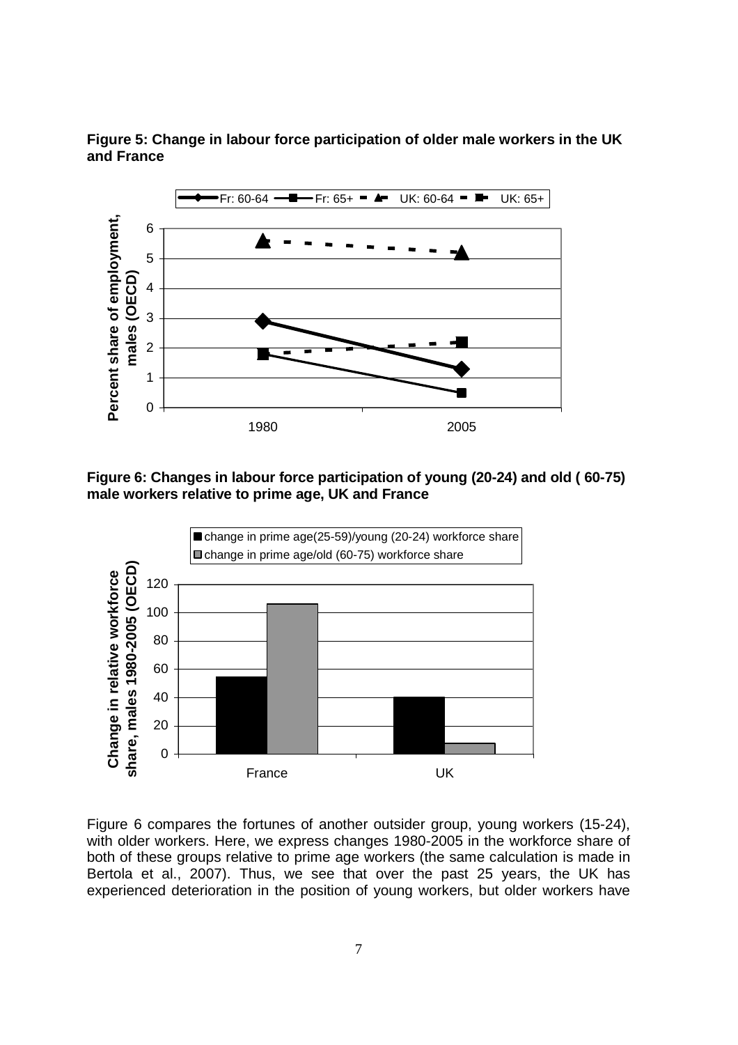**Figure 5: Change in labour force participation of older male workers in the UK and France**

**Figure 6: Changes in labour force participation of young (20-24) and old ( 60-75) male workers relative to prime age, UK and France**

Figure 6 compares the fortunes of another outsider group, young workers (15-24), with older workers. Here, we express changes 1980-2005 in the workforce share of both of these groups relative to prime age workers (the same calculation is made in Bertola et al., 2007). Thus, we see that over the past 25 years, the UK has experienced deterioration in the position of young workers, but older workers have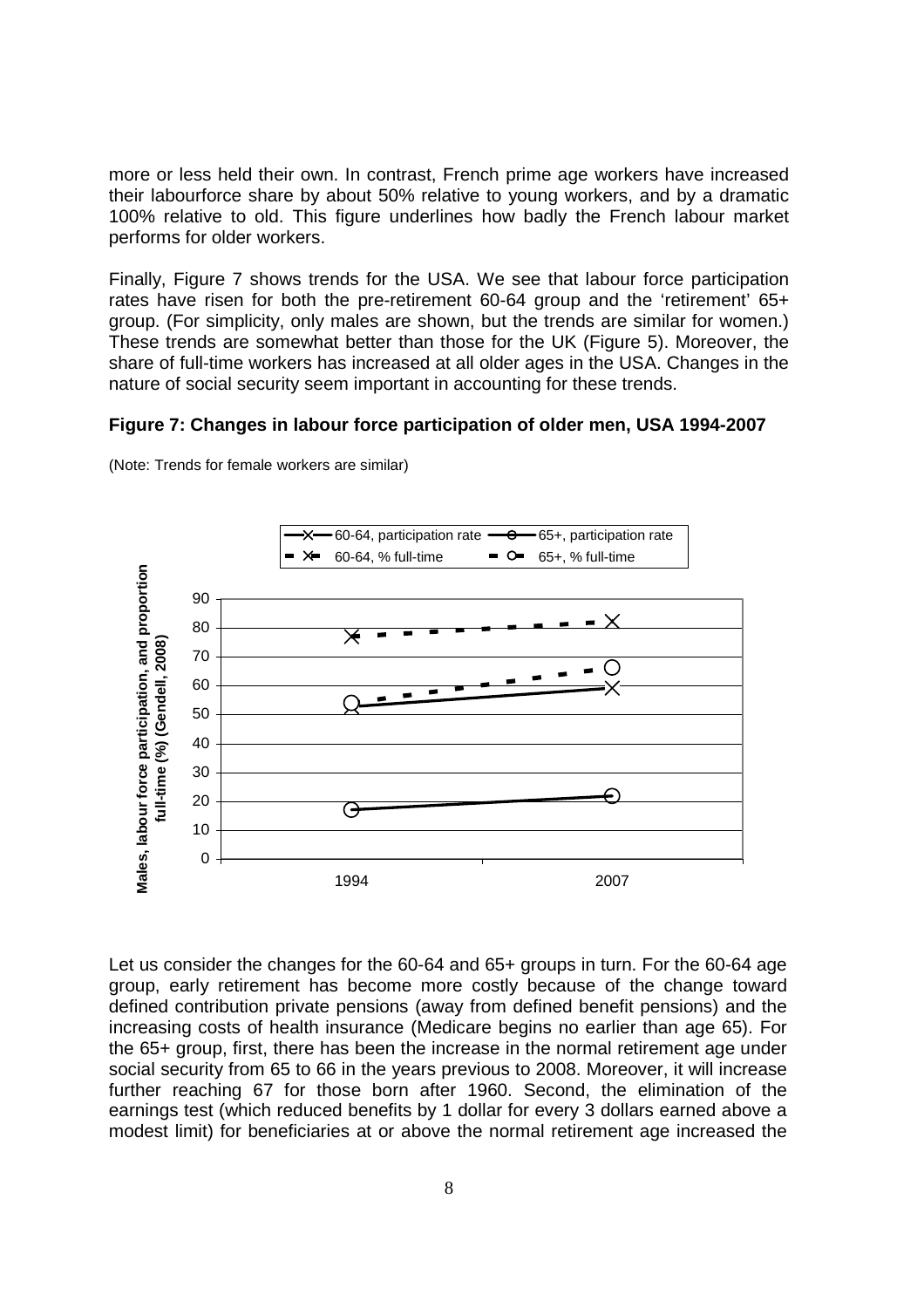more or less held their own. In contrast, French prime age workers have increased their labourforce share by about 50% relative to young workers, and by a dramatic 100% relative to old. This figure underlines how badly the French labour market performs for older workers.

Finally, Figure 7 shows trends for the USA. We see that labour force participation rates have risen for both the pre-retirement 60-64 group and the 'retirement' 65+ group. (For simplicity, only males are shown, but the trends are similar for women.) These trends are somewhat better than those for the UK (Figure 5). Moreover, the share of full-time workers has increased at all older ages in the USA. Changes in the nature of social security seem important in accounting for these trends.

**Figure 7: Changes in labour force participation of older men, USA 1994-2007**

(Note: Trends for female workers are similar)

Let us consider the changes for the 60-64 and 65+ groups in turn. For the 60-64 age group, early retirement has become more costly because of the change toward defined contribution private pensions (away from defined benefit pensions) and the increasing costs of health insurance (Medicare begins no earlier than age 65). For the 65+ group, first, there has been the increase in the normal retirement age under social security from 65 to 66 in the years previous to 2008. Moreover, it will increase further reaching 67 for those born after 1960. Second, the elimination of the earnings test (which reduced benefits by 1 dollar for every 3 dollars earned above a modest limit) for beneficiaries at or above the normal retirement age increased the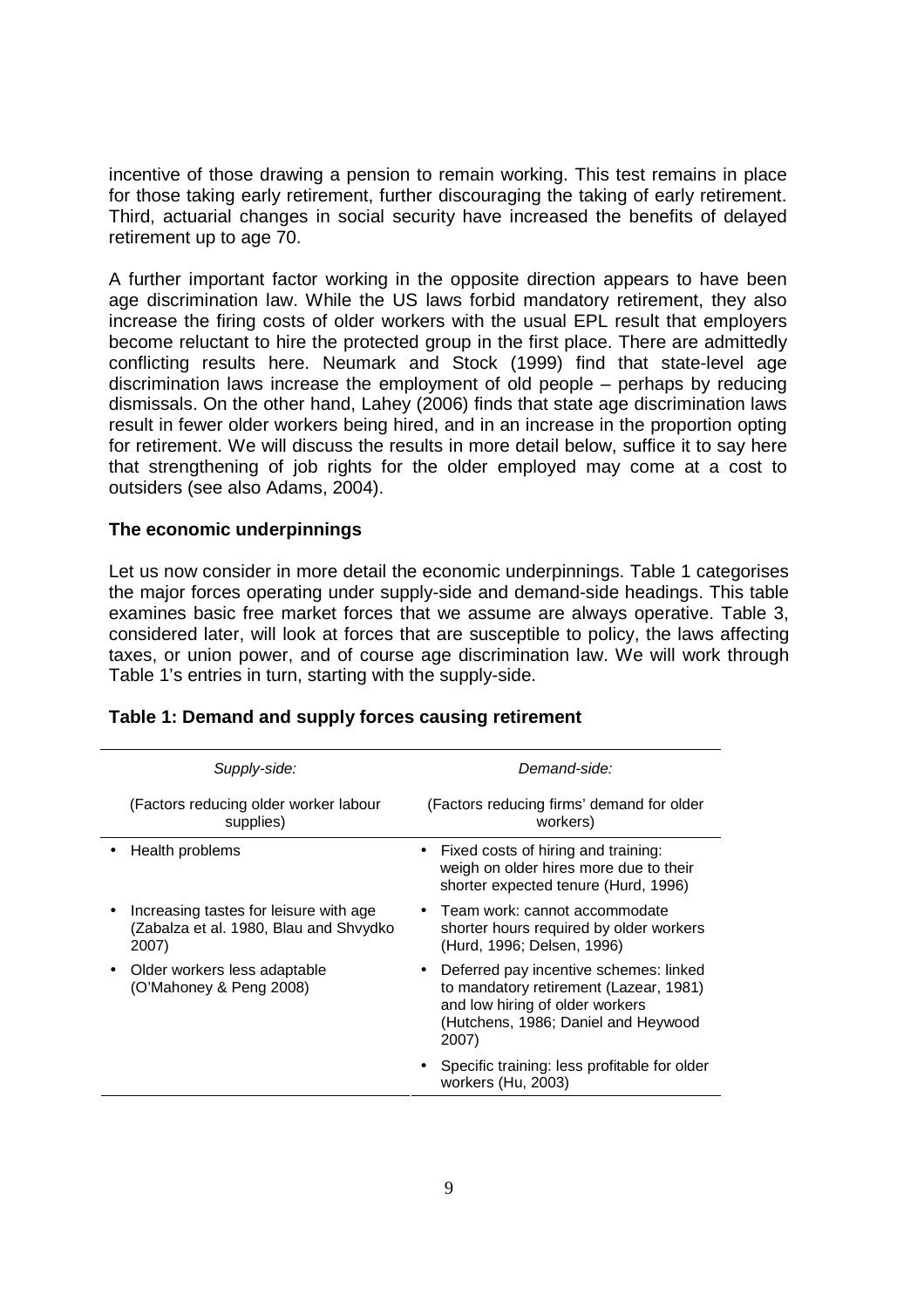incentive of those drawing a pension to remain working. This test remains in place for those taking early retirement, further discouraging the taking of early retirement. Third, actuarial changes in social security have increased the benefits of delayed retirement up to age 70.

A further important factor working in the opposite direction appears to have been age discrimination law. While the US laws forbid mandatory retirement, they also increase the firing costs of older workers with the usual EPL result that employers become reluctant to hire the protected group in the first place. There are admittedly conflicting results here. Neumark and Stock (1999) find that state-level age discrimination laws increase the employment of old people – perhaps by reducing dismissals. On the other hand, Lahey (2006) finds that state age discrimination laws result in fewer older workers being hired, and in an increase in the proportion opting for retirement. We will discuss the results in more detail below, suffice it to say here that strengthening of job rights for the older employed may come at a cost to outsiders (see also Adams, 2004).

### The economic underpinnings

Let us now consider in more detail the economic underpinnings. Table 1 categorises the major forces operating under supply-side and demand-side headings. This table examines basic free market forces that we assume are always operative. Table 3, considered later, will look at forces that are susceptible to policy, the laws affecting taxes, or union power, and of course age discrimination law. We will work through Table 1's entries in turn, starting with the supply-side.

**Table 1: Demand and supply forces causing retirement**

| *Supply-side:* (Factors reducing older worker labour supplies) | *Demand-side:* (Factors reducing firms' demand for older workers) |
|---|---|
| • Health problems | • Fixed costs of hiring and training: weigh on older hires more due to their shorter expected tenure (Hurd, 1996) |
| • Increasing tastes for leisure with age (Zabalza et al. 1980, Blau and Shvydko 2007) | • Team work: cannot accommodate shorter hours required by older workers (Hurd, 1996; Delsen, 1996) |
| • Older workers less adaptable (O'Mahoney & Peng 2008) | • Deferred pay incentive schemes: linked to mandatory retirement (Lazear, 1981) and low hiring of older workers (Hutchens, 1986; Daniel and Heywood 2007) |
| | • Specific training: less profitable for older workers (Hu, 2003) |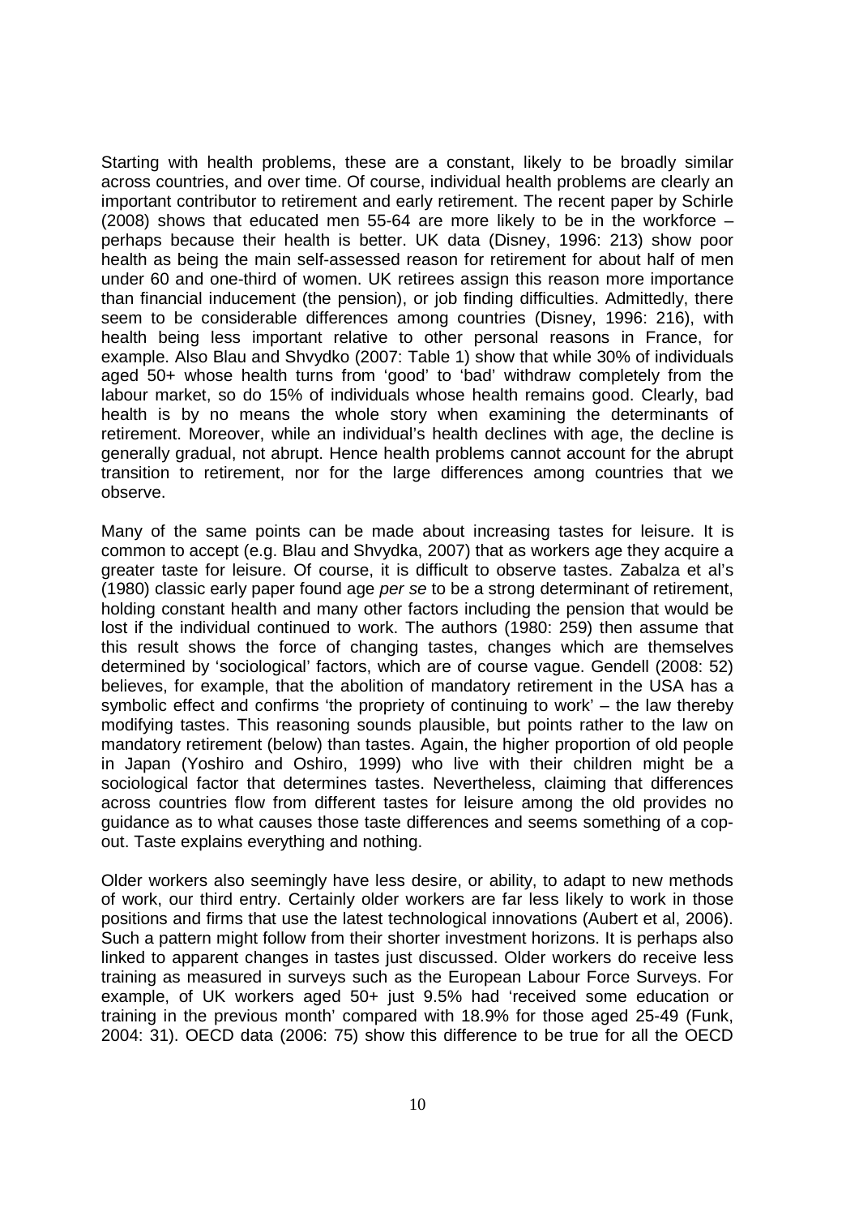Starting with health problems, these are a constant, likely to be broadly similar across countries, and over time. Of course, individual health problems are clearly an important contributor to retirement and early retirement. The recent paper by Schirle (2008) shows that educated men 55-64 are more likely to be in the workforce – perhaps because their health is better. UK data (Disney, 1996: 213) show poor health as being the main self-assessed reason for retirement for about half of men under 60 and one-third of women. UK retirees assign this reason more importance than financial inducement (the pension), or job finding difficulties. Admittedly, there seem to be considerable differences among countries (Disney, 1996: 216), with health being less important relative to other personal reasons in France, for example. Also Blau and Shvydko (2007: Table 1) show that while 30% of individuals aged 50+ whose health turns from 'good' to 'bad' withdraw completely from the labour market, so do 15% of individuals whose health remains good. Clearly, bad health is by no means the whole story when examining the determinants of retirement. Moreover, while an individual's health declines with age, the decline is generally gradual, not abrupt. Hence health problems cannot account for the abrupt transition to retirement, nor for the large differences among countries that we observe.

Many of the same points can be made about increasing tastes for leisure. It is common to accept (e.g. Blau and Shvydka, 2007) that as workers age they acquire a greater taste for leisure. Of course, it is difficult to observe tastes. Zabalza et al's (1980) classic early paper found age *per se* to be a strong determinant of retirement, holding constant health and many other factors including the pension that would be lost if the individual continued to work. The authors (1980: 259) then assume that this result shows the force of changing tastes, changes which are themselves determined by 'sociological' factors, which are of course vague. Gendell (2008: 52) believes, for example, that the abolition of mandatory retirement in the USA has a symbolic effect and confirms 'the propriety of continuing to work' – the law thereby modifying tastes. This reasoning sounds plausible, but points rather to the law on mandatory retirement (below) than tastes. Again, the higher proportion of old people in Japan (Yoshiro and Oshiro, 1999) who live with their children might be a sociological factor that determines tastes. Nevertheless, claiming that differences across countries flow from different tastes for leisure among the old provides no guidance as to what causes those taste differences and seems something of a cop-out. Taste explains everything and nothing.

Older workers also seemingly have less desire, or ability, to adapt to new methods of work, our third entry. Certainly older workers are far less likely to work in those positions and firms that use the latest technological innovations (Aubert et al, 2006). Such a pattern might follow from their shorter investment horizons. It is perhaps also linked to apparent changes in tastes just discussed. Older workers do receive less training as measured in surveys such as the European Labour Force Surveys. For example, of UK workers aged 50+ just 9.5% had 'received some education or training in the previous month' compared with 18.9% for those aged 25-49 (Funk, 2004: 31). OECD data (2006: 75) show this difference to be true for all the OECD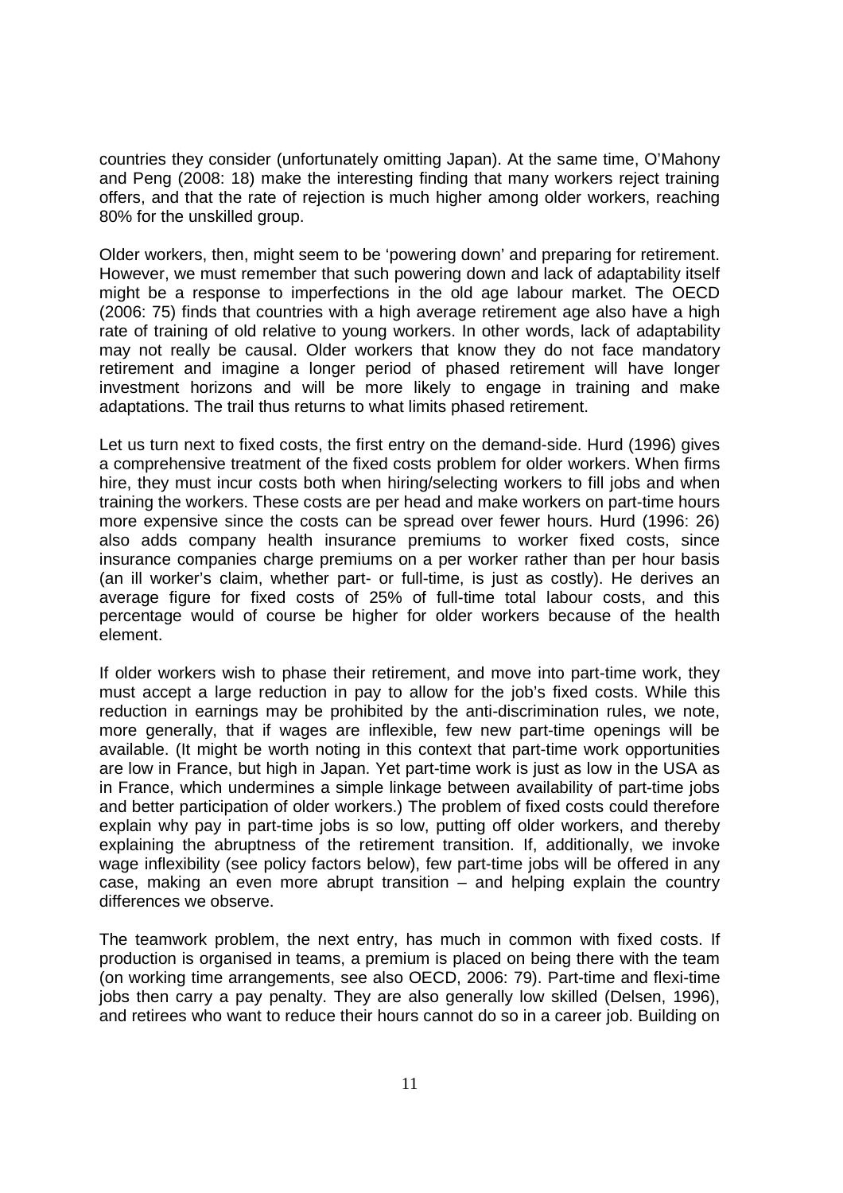countries they consider (unfortunately omitting Japan). At the same time, O'Mahony and Peng (2008: 18) make the interesting finding that many workers reject training offers, and that the rate of rejection is much higher among older workers, reaching 80% for the unskilled group.

Older workers, then, might seem to be 'powering down' and preparing for retirement. However, we must remember that such powering down and lack of adaptability itself might be a response to imperfections in the old age labour market. The OECD (2006: 75) finds that countries with a high average retirement age also have a high rate of training of old relative to young workers. In other words, lack of adaptability may not really be causal. Older workers that know they do not face mandatory retirement and imagine a longer period of phased retirement will have longer investment horizons and will be more likely to engage in training and make adaptations. The trail thus returns to what limits phased retirement.

Let us turn next to fixed costs, the first entry on the demand-side. Hurd (1996) gives a comprehensive treatment of the fixed costs problem for older workers. When firms hire, they must incur costs both when hiring/selecting workers to fill jobs and when training the workers. These costs are per head and make workers on part-time hours more expensive since the costs can be spread over fewer hours. Hurd (1996: 26) also adds company health insurance premiums to worker fixed costs, since insurance companies charge premiums on a per worker rather than per hour basis (an ill worker's claim, whether part- or full-time, is just as costly). He derives an average figure for fixed costs of 25% of full-time total labour costs, and this percentage would of course be higher for older workers because of the health element.

If older workers wish to phase their retirement, and move into part-time work, they must accept a large reduction in pay to allow for the job's fixed costs. While this reduction in earnings may be prohibited by the anti-discrimination rules, we note, more generally, that if wages are inflexible, few new part-time openings will be available. (It might be worth noting in this context that part-time work opportunities are low in France, but high in Japan. Yet part-time work is just as low in the USA as in France, which undermines a simple linkage between availability of part-time jobs and better participation of older workers.) The problem of fixed costs could therefore explain why pay in part-time jobs is so low, putting off older workers, and thereby explaining the abruptness of the retirement transition. If, additionally, we invoke wage inflexibility (see policy factors below), few part-time jobs will be offered in any case, making an even more abrupt transition – and helping explain the country differences we observe.

The teamwork problem, the next entry, has much in common with fixed costs. If production is organised in teams, a premium is placed on being there with the team (on working time arrangements, see also OECD, 2006: 79). Part-time and flexi-time jobs then carry a pay penalty. They are also generally low skilled (Delsen, 1996), and retirees who want to reduce their hours cannot do so in a career job. Building on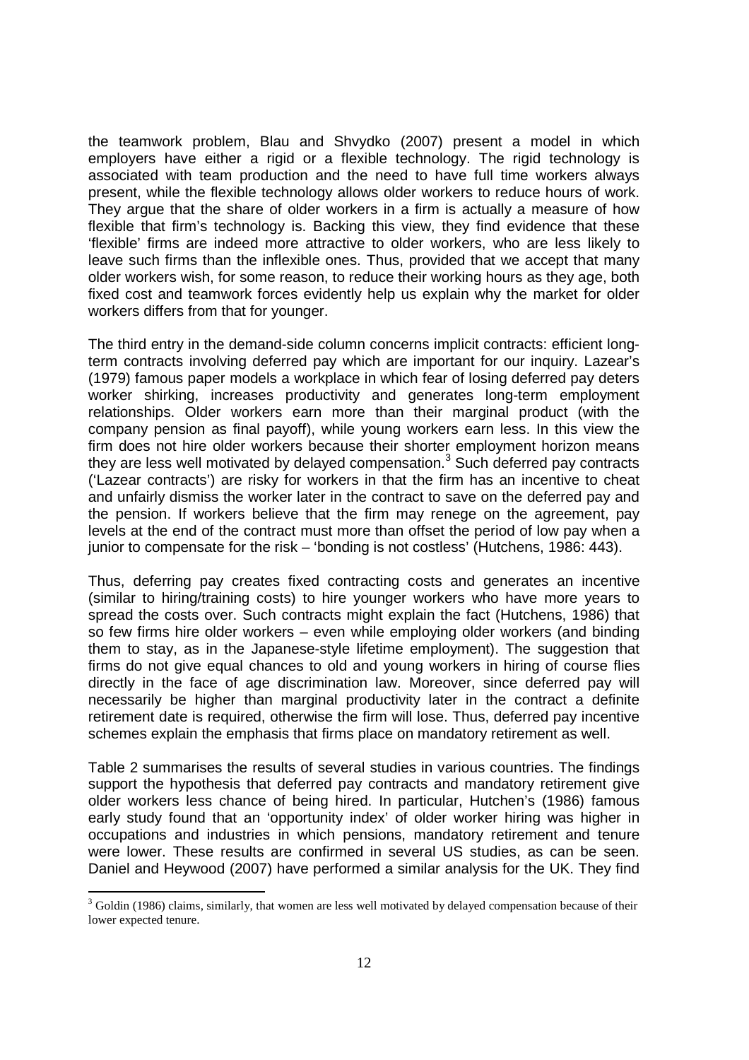the teamwork problem, Blau and Shvydko (2007) present a model in which employers have either a rigid or a flexible technology. The rigid technology is associated with team production and the need to have full time workers always present, while the flexible technology allows older workers to reduce hours of work. They argue that the share of older workers in a firm is actually a measure of how flexible that firm's technology is. Backing this view, they find evidence that these 'flexible' firms are indeed more attractive to older workers, who are less likely to leave such firms than the inflexible ones. Thus, provided that we accept that many older workers wish, for some reason, to reduce their working hours as they age, both fixed cost and teamwork forces evidently help us explain why the market for older workers differs from that for younger.

The third entry in the demand-side column concerns implicit contracts: efficient long-term contracts involving deferred pay which are important for our inquiry. Lazear's (1979) famous paper models a workplace in which fear of losing deferred pay deters worker shirking, increases productivity and generates long-term employment relationships. Older workers earn more than their marginal product (with the company pension as final payoff), while young workers earn less. In this view the firm does not hire older workers because their shorter employment horizon means they are less well motivated by delayed compensation.[3] Such deferred pay contracts ('Lazear contracts') are risky for workers in that the firm has an incentive to cheat and unfairly dismiss the worker later in the contract to save on the deferred pay and the pension. If workers believe that the firm may renege on the agreement, pay levels at the end of the contract must more than offset the period of low pay when a junior to compensate for the risk – 'bonding is not costless' (Hutchens, 1986: 443).

Thus, deferring pay creates fixed contracting costs and generates an incentive (similar to hiring/training costs) to hire younger workers who have more years to spread the costs over. Such contracts might explain the fact (Hutchens, 1986) that so few firms hire older workers – even while employing older workers (and binding them to stay, as in the Japanese-style lifetime employment). The suggestion that firms do not give equal chances to old and young workers in hiring of course flies directly in the face of age discrimination law. Moreover, since deferred pay will necessarily be higher than marginal productivity later in the contract a definite retirement date is required, otherwise the firm will lose. Thus, deferred pay incentive schemes explain the emphasis that firms place on mandatory retirement as well.

Table 2 summarises the results of several studies in various countries. The findings support the hypothesis that deferred pay contracts and mandatory retirement give older workers less chance of being hired. In particular, Hutchen's (1986) famous early study found that an 'opportunity index' of older worker hiring was higher in occupations and industries in which pensions, mandatory retirement and tenure were lower. These results are confirmed in several US studies, as can be seen. Daniel and Heywood (2007) have performed a similar analysis for the UK. They find

[3] Goldin (1986) claims, similarly, that women are less well motivated by delayed compensation because of their lower expected tenure.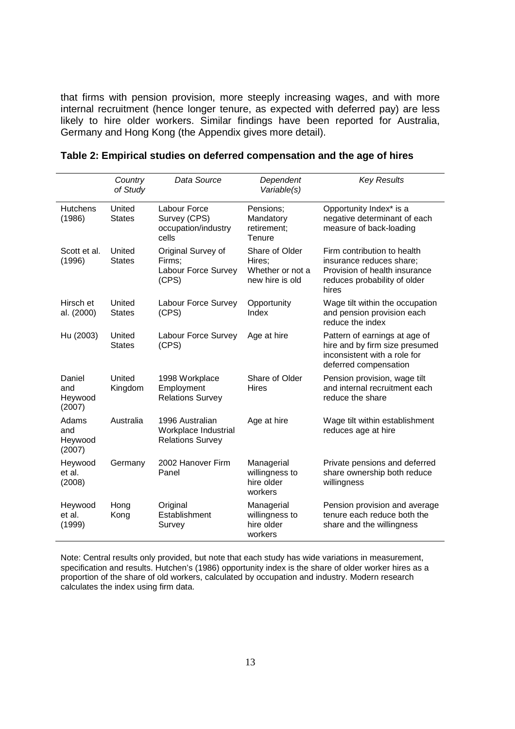that firms with pension provision, more steeply increasing wages, and with more internal recruitment (hence longer tenure, as expected with deferred pay) are less likely to hire older workers. Similar findings have been reported for Australia, Germany and Hong Kong (the Appendix gives more detail).

**Table 2: Empirical studies on deferred compensation and the age of hires**

| | *Country of Study* | *Data Source* | *Dependent Variable(s)* | *Key Results* |
|---|---|---|---|---|
| Hutchens (1986) | United States | Labour Force Survey (CPS) occupation/industry cells | Pensions; Mandatory retirement; Tenure | Opportunity Index* is a negative determinant of each measure of back-loading |
| Scott et al. (1996) | United States | Original Survey of Firms; Labour Force Survey (CPS) | Share of Older Hires; Whether or not a new hire is old | Firm contribution to health insurance reduces share; Provision of health insurance reduces probability of older hires |
| Hirsch et al. (2000) | United States | Labour Force Survey (CPS) | Opportunity Index | Wage tilt within the occupation and pension provision each reduce the index |
| Hu (2003) | United States | Labour Force Survey (CPS) | Age at hire | Pattern of earnings at age of hire and by firm size presumed inconsistent with a role for deferred compensation |
| Daniel and Heywood (2007) | United Kingdom | 1998 Workplace Employment Relations Survey | Share of Older Hires | Pension provision, wage tilt and internal recruitment each reduce the share |
| Adams and Heywood (2007) | Australia | 1996 Australian Workplace Industrial Relations Survey | Age at hire | Wage tilt within establishment reduces age at hire |
| Heywood et al. (2008) | Germany | 2002 Hanover Firm Panel | Managerial willingness to hire older workers | Private pensions and deferred share ownership both reduce willingness |
| Heywood et al. (1999) | Hong Kong | Original Establishment Survey | Managerial willingness to hire older workers | Pension provision and average tenure each reduce both the share and the willingness |

Note: Central results only provided, but note that each study has wide variations in measurement, specification and results. Hutchen's (1986) opportunity index is the share of older worker hires as a proportion of the share of old workers, calculated by occupation and industry. Modern research calculates the index using firm data.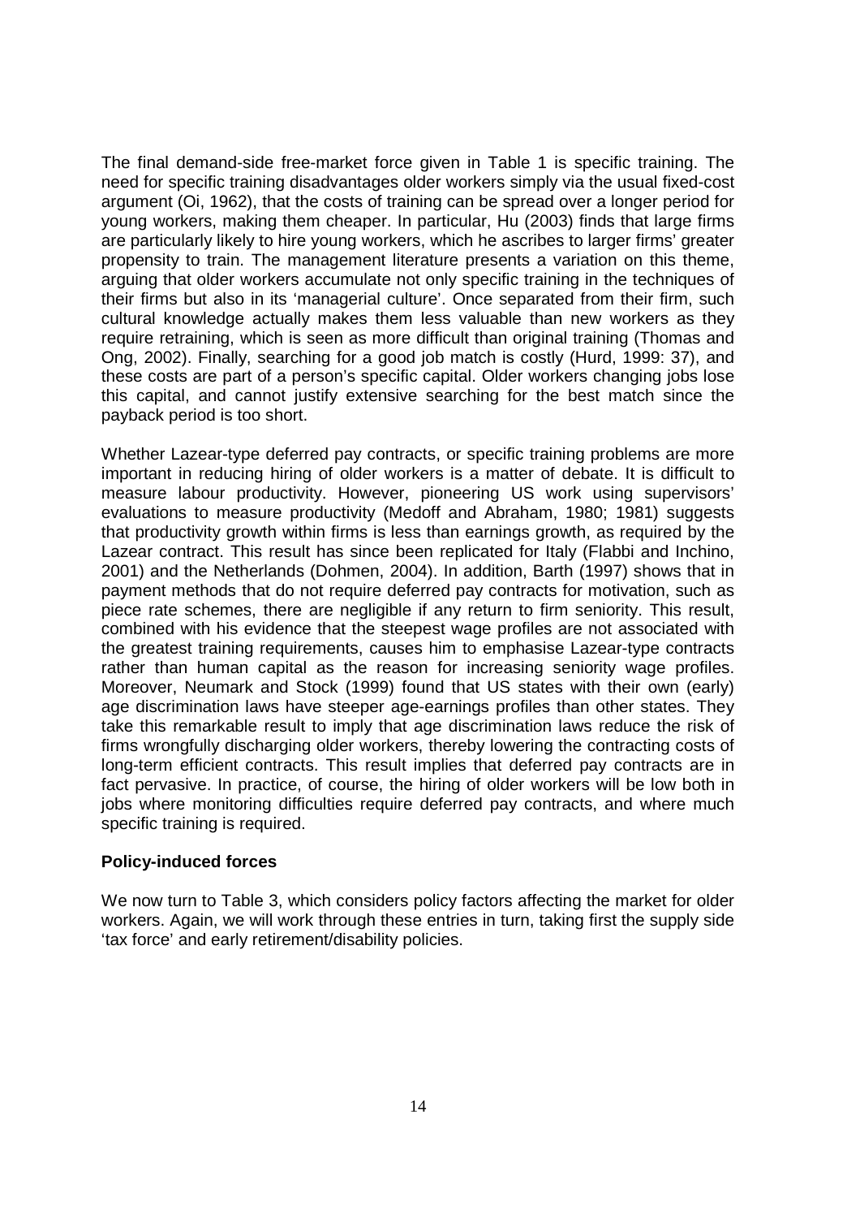The final demand-side free-market force given in Table 1 is specific training. The need for specific training disadvantages older workers simply via the usual fixed-cost argument (Oi, 1962), that the costs of training can be spread over a longer period for young workers, making them cheaper. In particular, Hu (2003) finds that large firms are particularly likely to hire young workers, which he ascribes to larger firms' greater propensity to train. The management literature presents a variation on this theme, arguing that older workers accumulate not only specific training in the techniques of their firms but also in its 'managerial culture'. Once separated from their firm, such cultural knowledge actually makes them less valuable than new workers as they require retraining, which is seen as more difficult than original training (Thomas and Ong, 2002). Finally, searching for a good job match is costly (Hurd, 1999: 37), and these costs are part of a person's specific capital. Older workers changing jobs lose this capital, and cannot justify extensive searching for the best match since the payback period is too short.

Whether Lazear-type deferred pay contracts, or specific training problems are more important in reducing hiring of older workers is a matter of debate. It is difficult to measure labour productivity. However, pioneering US work using supervisors' evaluations to measure productivity (Medoff and Abraham, 1980; 1981) suggests that productivity growth within firms is less than earnings growth, as required by the Lazear contract. This result has since been replicated for Italy (Flabbi and Inchino, 2001) and the Netherlands (Dohmen, 2004). In addition, Barth (1997) shows that in payment methods that do not require deferred pay contracts for motivation, such as piece rate schemes, there are negligible if any return to firm seniority. This result, combined with his evidence that the steepest wage profiles are not associated with the greatest training requirements, causes him to emphasise Lazear-type contracts rather than human capital as the reason for increasing seniority wage profiles. Moreover, Neumark and Stock (1999) found that US states with their own (early) age discrimination laws have steeper age-earnings profiles than other states. They take this remarkable result to imply that age discrimination laws reduce the risk of firms wrongfully discharging older workers, thereby lowering the contracting costs of long-term efficient contracts. This result implies that deferred pay contracts are in fact pervasive. In practice, of course, the hiring of older workers will be low both in jobs where monitoring difficulties require deferred pay contracts, and where much specific training is required.

**Policy-induced forces**

We now turn to Table 3, which considers policy factors affecting the market for older workers. Again, we will work through these entries in turn, taking first the supply side 'tax force' and early retirement/disability policies.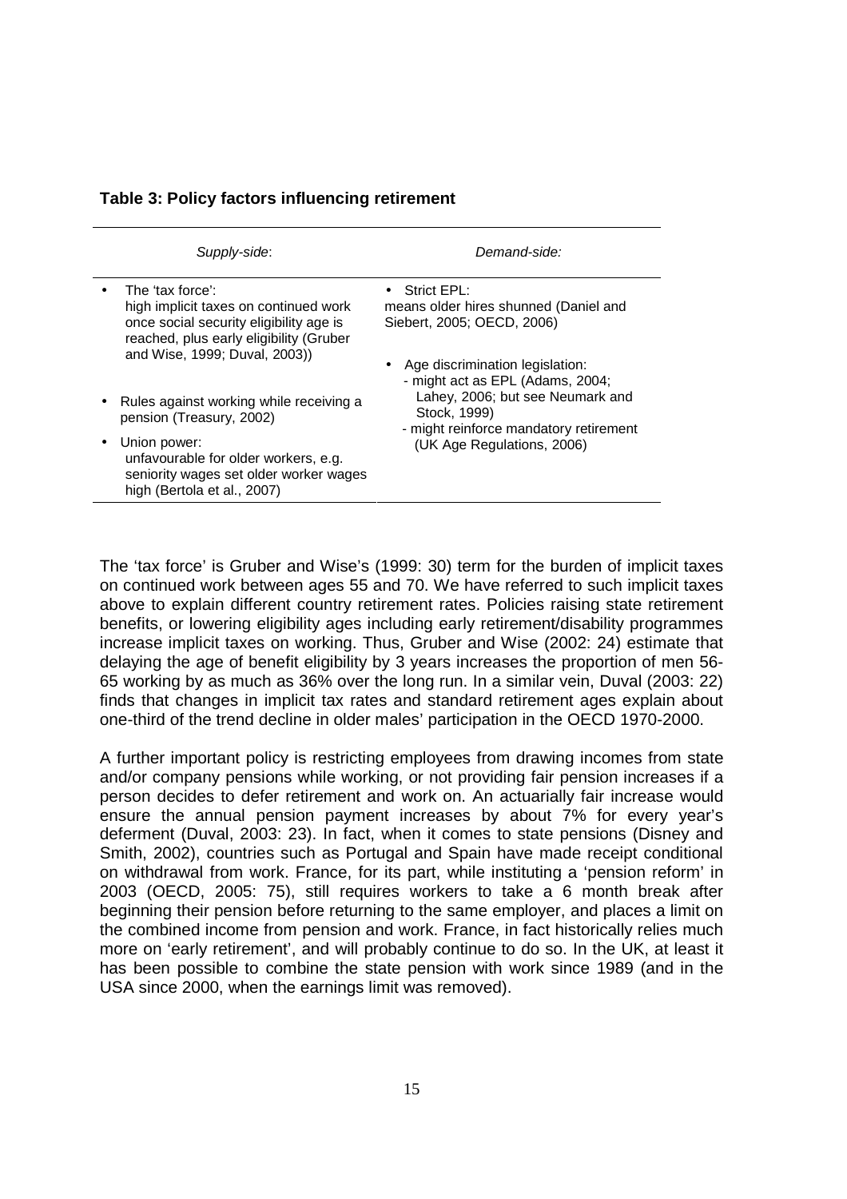**Table 3: Policy factors influencing retirement**

| *Supply-side*: | *Demand-side:* |
|---|---|
| • The 'tax force': high implicit taxes on continued work once social security eligibility age is reached, plus early eligibility (Gruber and Wise, 1999; Duval, 2003))<br>• Rules against working while receiving a pension (Treasury, 2002)<br>• Union power: unfavourable for older workers, e.g. seniority wages set older worker wages high (Bertola et al., 2007) | • Strict EPL: means older hires shunned (Daniel and Siebert, 2005; OECD, 2006)<br>• Age discrimination legislation:<br>- might act as EPL (Adams, 2004; Lahey, 2006; but see Neumark and Stock, 1999)<br>- might reinforce mandatory retirement (UK Age Regulations, 2006) |

The 'tax force' is Gruber and Wise's (1999: 30) term for the burden of implicit taxes on continued work between ages 55 and 70. We have referred to such implicit taxes above to explain different country retirement rates. Policies raising state retirement benefits, or lowering eligibility ages including early retirement/disability programmes increase implicit taxes on working. Thus, Gruber and Wise (2002: 24) estimate that delaying the age of benefit eligibility by 3 years increases the proportion of men 56-65 working by as much as 36% over the long run. In a similar vein, Duval (2003: 22) finds that changes in implicit tax rates and standard retirement ages explain about one-third of the trend decline in older males' participation in the OECD 1970-2000.

A further important policy is restricting employees from drawing incomes from state and/or company pensions while working, or not providing fair pension increases if a person decides to defer retirement and work on. An actuarially fair increase would ensure the annual pension payment increases by about 7% for every year's deferment (Duval, 2003: 23). In fact, when it comes to state pensions (Disney and Smith, 2002), countries such as Portugal and Spain have made receipt conditional on withdrawal from work. France, for its part, while instituting a 'pension reform' in 2003 (OECD, 2005: 75), still requires workers to take a 6 month break after beginning their pension before returning to the same employer, and places a limit on the combined income from pension and work. France, in fact historically relies much more on 'early retirement', and will probably continue to do so. In the UK, at least it has been possible to combine the state pension with work since 1989 (and in the USA since 2000, when the earnings limit was removed).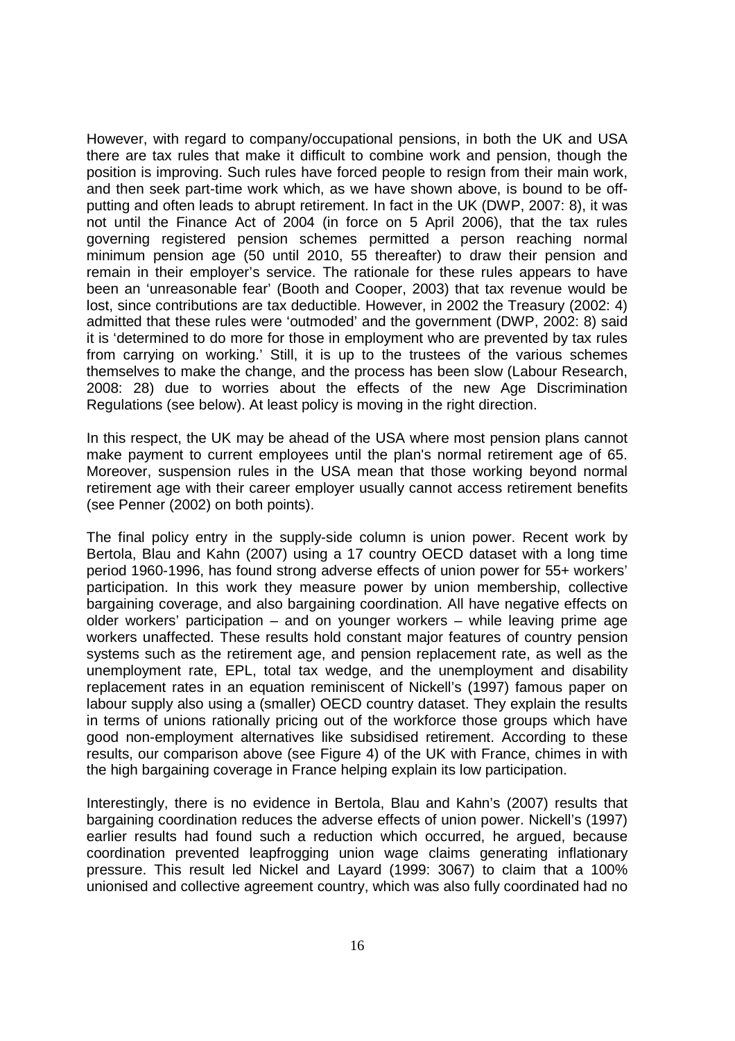However, with regard to company/occupational pensions, in both the UK and USA there are tax rules that make it difficult to combine work and pension, though the position is improving. Such rules have forced people to resign from their main work, and then seek part-time work which, as we have shown above, is bound to be off-putting and often leads to abrupt retirement. In fact in the UK (DWP, 2007: 8), it was not until the Finance Act of 2004 (in force on 5 April 2006), that the tax rules governing registered pension schemes permitted a person reaching normal minimum pension age (50 until 2010, 55 thereafter) to draw their pension and remain in their employer's service. The rationale for these rules appears to have been an 'unreasonable fear' (Booth and Cooper, 2003) that tax revenue would be lost, since contributions are tax deductible. However, in 2002 the Treasury (2002: 4) admitted that these rules were 'outmoded' and the government (DWP, 2002: 8) said it is 'determined to do more for those in employment who are prevented by tax rules from carrying on working.' Still, it is up to the trustees of the various schemes themselves to make the change, and the process has been slow (Labour Research, 2008: 28) due to worries about the effects of the new Age Discrimination Regulations (see below). At least policy is moving in the right direction.

In this respect, the UK may be ahead of the USA where most pension plans cannot make payment to current employees until the plan's normal retirement age of 65. Moreover, suspension rules in the USA mean that those working beyond normal retirement age with their career employer usually cannot access retirement benefits (see Penner (2002) on both points).

The final policy entry in the supply-side column is union power. Recent work by Bertola, Blau and Kahn (2007) using a 17 country OECD dataset with a long time period 1960-1996, has found strong adverse effects of union power for 55+ workers' participation. In this work they measure power by union membership, collective bargaining coverage, and also bargaining coordination. All have negative effects on older workers' participation – and on younger workers – while leaving prime age workers unaffected. These results hold constant major features of country pension systems such as the retirement age, and pension replacement rate, as well as the unemployment rate, EPL, total tax wedge, and the unemployment and disability replacement rates in an equation reminiscent of Nickell's (1997) famous paper on labour supply also using a (smaller) OECD country dataset. They explain the results in terms of unions rationally pricing out of the workforce those groups which have good non-employment alternatives like subsidised retirement. According to these results, our comparison above (see Figure 4) of the UK with France, chimes in with the high bargaining coverage in France helping explain its low participation.

Interestingly, there is no evidence in Bertola, Blau and Kahn's (2007) results that bargaining coordination reduces the adverse effects of union power. Nickell's (1997) earlier results had found such a reduction which occurred, he argued, because coordination prevented leapfrogging union wage claims generating inflationary pressure. This result led Nickel and Layard (1999: 3067) to claim that a 100% unionised and collective agreement country, which was also fully coordinated had no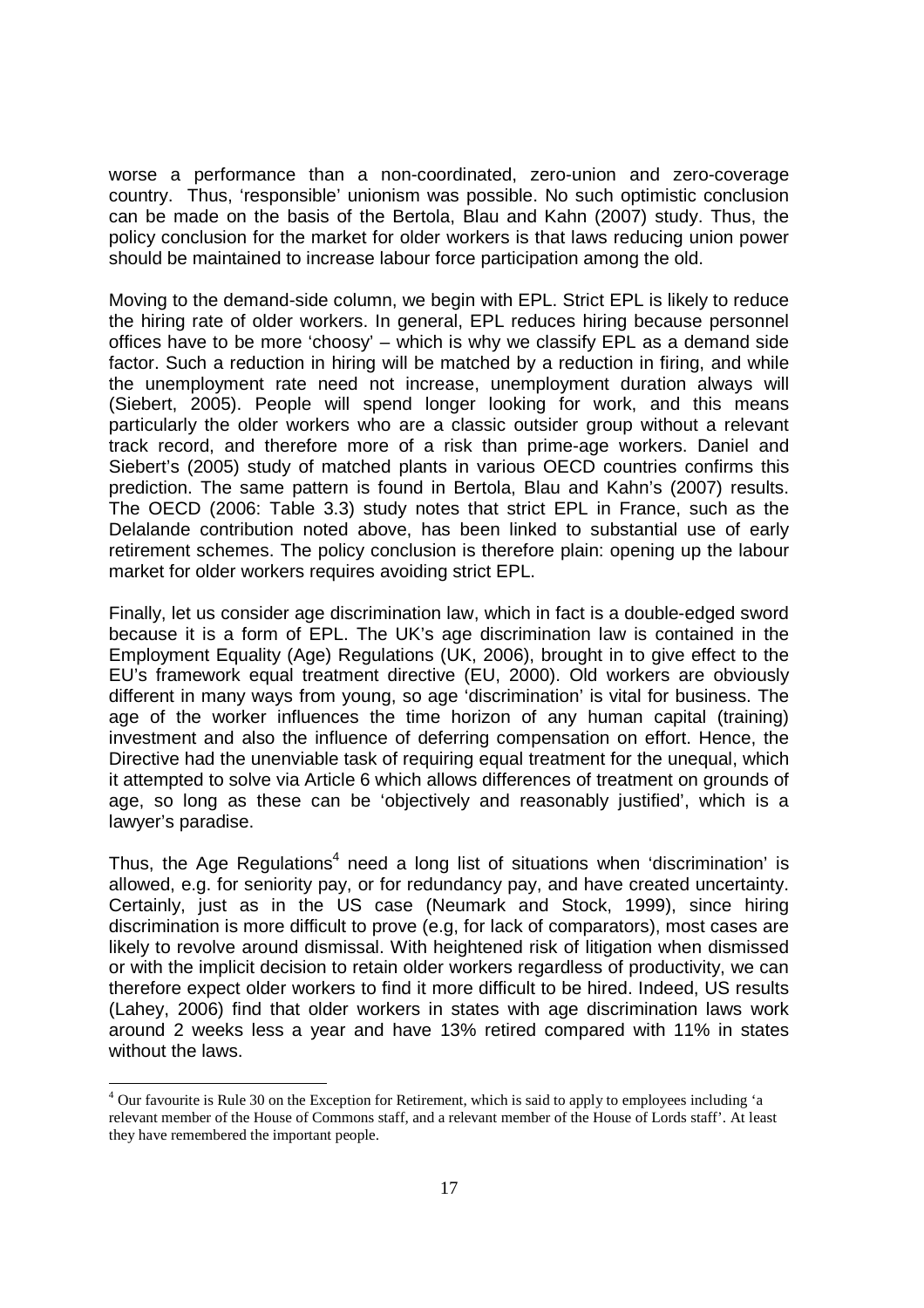worse a performance than a non-coordinated, zero-union and zero-coverage country. Thus, 'responsible' unionism was possible. No such optimistic conclusion can be made on the basis of the Bertola, Blau and Kahn (2007) study. Thus, the policy conclusion for the market for older workers is that laws reducing union power should be maintained to increase labour force participation among the old.

Moving to the demand-side column, we begin with EPL. Strict EPL is likely to reduce the hiring rate of older workers. In general, EPL reduces hiring because personnel offices have to be more 'choosy' – which is why we classify EPL as a demand side factor. Such a reduction in hiring will be matched by a reduction in firing, and while the unemployment rate need not increase, unemployment duration always will (Siebert, 2005). People will spend longer looking for work, and this means particularly the older workers who are a classic outsider group without a relevant track record, and therefore more of a risk than prime-age workers. Daniel and Siebert's (2005) study of matched plants in various OECD countries confirms this prediction. The same pattern is found in Bertola, Blau and Kahn's (2007) results. The OECD (2006: Table 3.3) study notes that strict EPL in France, such as the Delalande contribution noted above, has been linked to substantial use of early retirement schemes. The policy conclusion is therefore plain: opening up the labour market for older workers requires avoiding strict EPL.

Finally, let us consider age discrimination law, which in fact is a double-edged sword because it is a form of EPL. The UK's age discrimination law is contained in the Employment Equality (Age) Regulations (UK, 2006), brought in to give effect to the EU's framework equal treatment directive (EU, 2000). Old workers are obviously different in many ways from young, so age 'discrimination' is vital for business. The age of the worker influences the time horizon of any human capital (training) investment and also the influence of deferring compensation on effort. Hence, the Directive had the unenviable task of requiring equal treatment for the unequal, which it attempted to solve via Article 6 which allows differences of treatment on grounds of age, so long as these can be 'objectively and reasonably justified', which is a lawyer's paradise.

Thus, the Age Regulations[4] need a long list of situations when 'discrimination' is allowed, e.g. for seniority pay, or for redundancy pay, and have created uncertainty. Certainly, just as in the US case (Neumark and Stock, 1999), since hiring discrimination is more difficult to prove (e.g, for lack of comparators), most cases are likely to revolve around dismissal. With heightened risk of litigation when dismissed or with the implicit decision to retain older workers regardless of productivity, we can therefore expect older workers to find it more difficult to be hired. Indeed, US results (Lahey, 2006) find that older workers in states with age discrimination laws work around 2 weeks less a year and have 13% retired compared with 11% in states without the laws.

[4] Our favourite is Rule 30 on the Exception for Retirement, which is said to apply to employees including 'a relevant member of the House of Commons staff, and a relevant member of the House of Lords staff'. At least they have remembered the important people.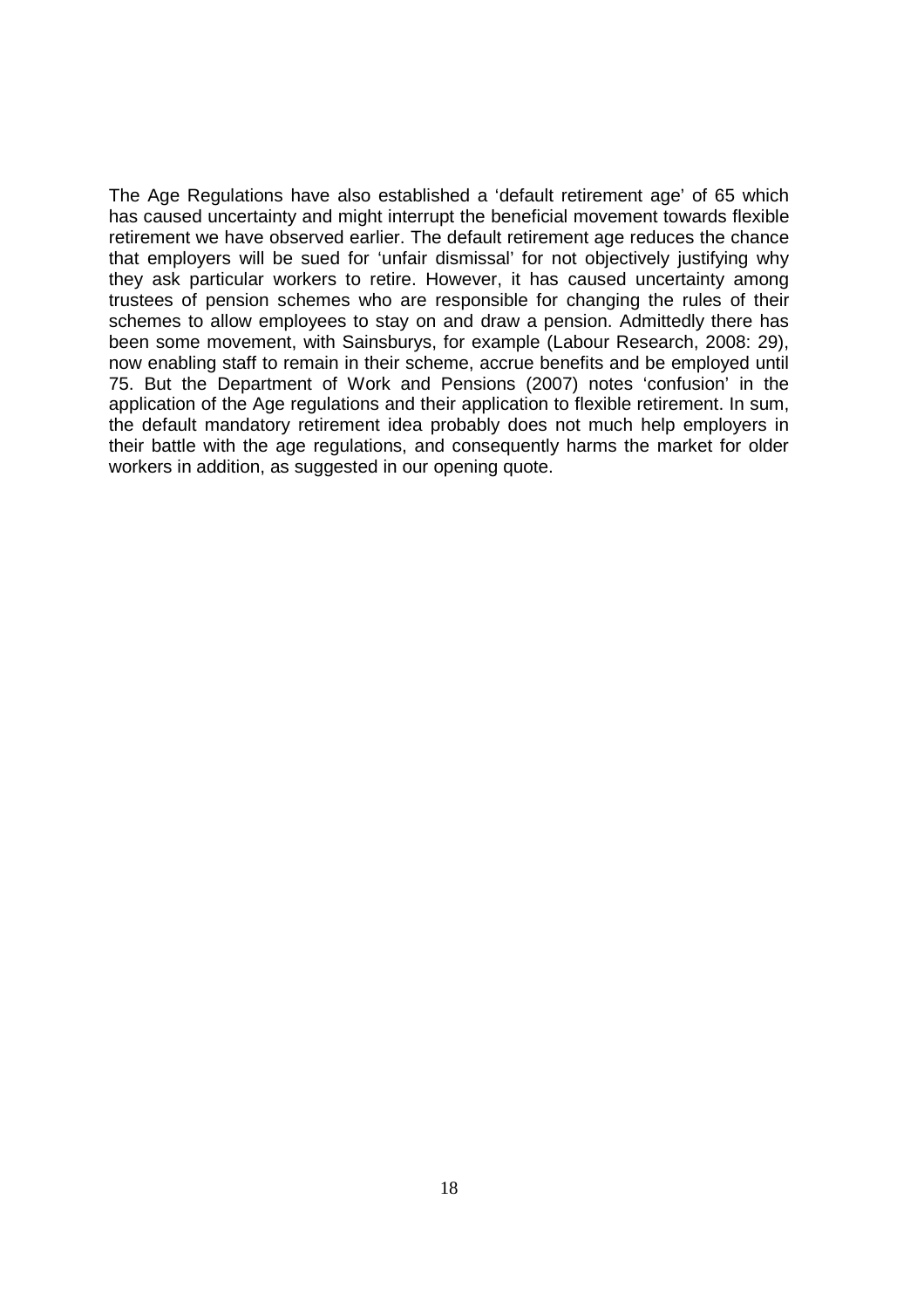The Age Regulations have also established a 'default retirement age' of 65 which has caused uncertainty and might interrupt the beneficial movement towards flexible retirement we have observed earlier. The default retirement age reduces the chance that employers will be sued for 'unfair dismissal' for not objectively justifying why they ask particular workers to retire. However, it has caused uncertainty among trustees of pension schemes who are responsible for changing the rules of their schemes to allow employees to stay on and draw a pension. Admittedly there has been some movement, with Sainsburys, for example (Labour Research, 2008: 29), now enabling staff to remain in their scheme, accrue benefits and be employed until 75. But the Department of Work and Pensions (2007) notes 'confusion' in the application of the Age regulations and their application to flexible retirement. In sum, the default mandatory retirement idea probably does not much help employers in their battle with the age regulations, and consequently harms the market for older workers in addition, as suggested in our opening quote.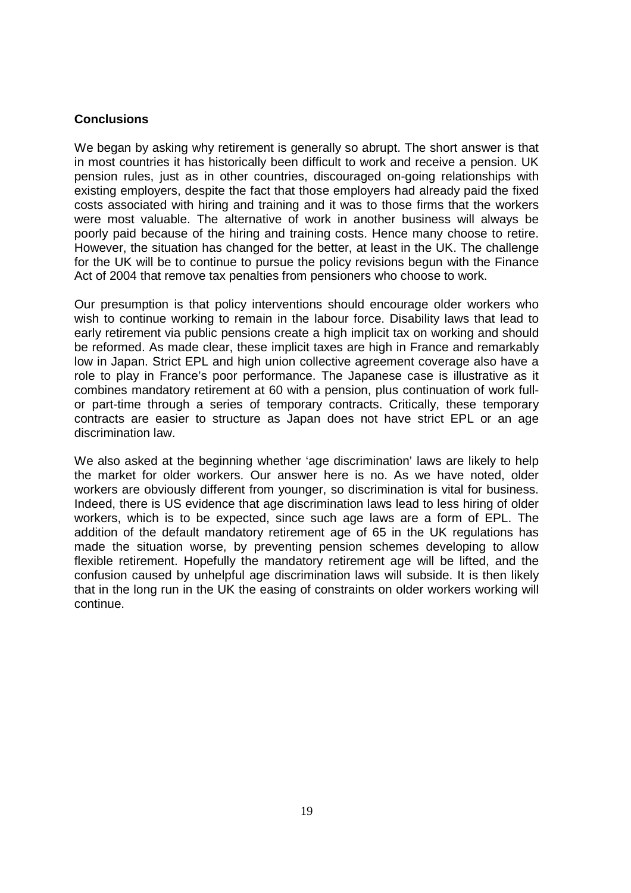**Conclusions**

We began by asking why retirement is generally so abrupt. The short answer is that in most countries it has historically been difficult to work and receive a pension. UK pension rules, just as in other countries, discouraged on-going relationships with existing employers, despite the fact that those employers had already paid the fixed costs associated with hiring and training and it was to those firms that the workers were most valuable. The alternative of work in another business will always be poorly paid because of the hiring and training costs. Hence many choose to retire. However, the situation has changed for the better, at least in the UK. The challenge for the UK will be to continue to pursue the policy revisions begun with the Finance Act of 2004 that remove tax penalties from pensioners who choose to work.

Our presumption is that policy interventions should encourage older workers who wish to continue working to remain in the labour force. Disability laws that lead to early retirement via public pensions create a high implicit tax on working and should be reformed. As made clear, these implicit taxes are high in France and remarkably low in Japan. Strict EPL and high union collective agreement coverage also have a role to play in France's poor performance. The Japanese case is illustrative as it combines mandatory retirement at 60 with a pension, plus continuation of work full- or part-time through a series of temporary contracts. Critically, these temporary contracts are easier to structure as Japan does not have strict EPL or an age discrimination law.

We also asked at the beginning whether 'age discrimination' laws are likely to help the market for older workers. Our answer here is no. As we have noted, older workers are obviously different from younger, so discrimination is vital for business. Indeed, there is US evidence that age discrimination laws lead to less hiring of older workers, which is to be expected, since such age laws are a form of EPL. The addition of the default mandatory retirement age of 65 in the UK regulations has made the situation worse, by preventing pension schemes developing to allow flexible retirement. Hopefully the mandatory retirement age will be lifted, and the confusion caused by unhelpful age discrimination laws will subside. It is then likely that in the long run in the UK the easing of constraints on older workers working will continue.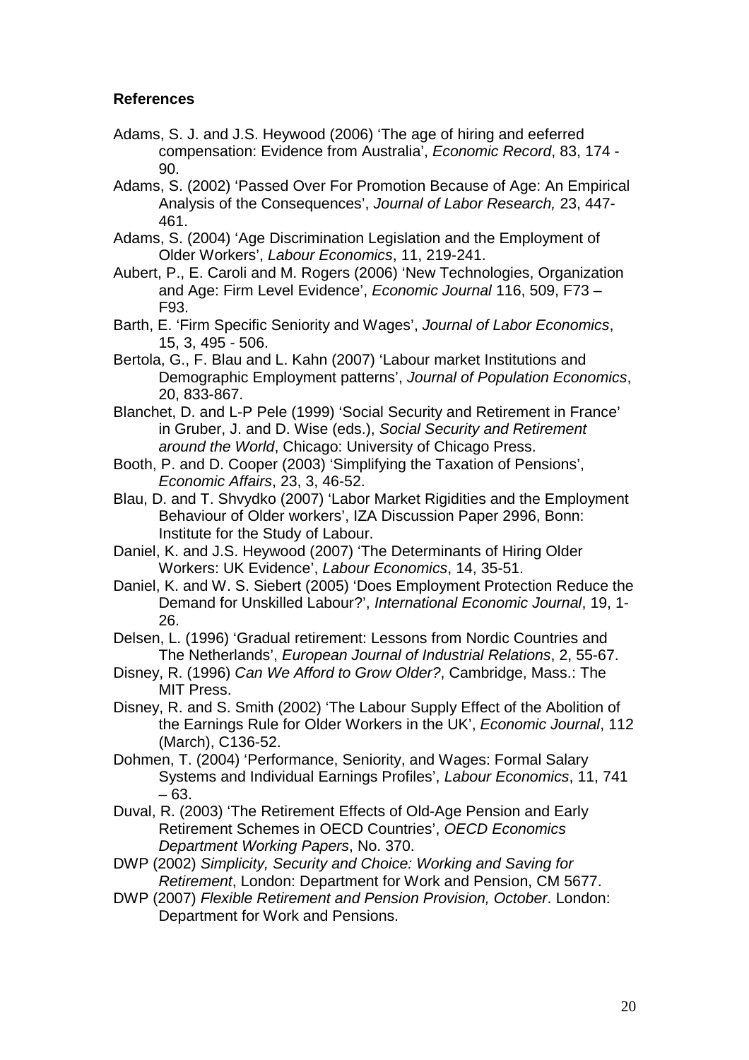**References**

Adams, S. J. and J.S. Heywood (2006) 'The age of hiring and eeferred compensation: Evidence from Australia', *Economic Record*, 83, 174 - 90.

Adams, S. (2002) 'Passed Over For Promotion Because of Age: An Empirical Analysis of the Consequences', *Journal of Labor Research,* 23, 447-461.

Adams, S. (2004) 'Age Discrimination Legislation and the Employment of Older Workers', *Labour Economics*, 11, 219-241.

Aubert, P., E. Caroli and M. Rogers (2006) 'New Technologies, Organization and Age: Firm Level Evidence', *Economic Journal* 116, 509, F73 – F93.

Barth, E. 'Firm Specific Seniority and Wages', *Journal of Labor Economics*, 15, 3, 495 - 506.

Bertola, G., F. Blau and L. Kahn (2007) 'Labour market Institutions and Demographic Employment patterns', *Journal of Population Economics*, 20, 833-867.

Blanchet, D. and L-P Pele (1999) 'Social Security and Retirement in France' in Gruber, J. and D. Wise (eds.), *Social Security and Retirement around the World*, Chicago: University of Chicago Press.

Booth, P. and D. Cooper (2003) 'Simplifying the Taxation of Pensions', *Economic Affairs*, 23, 3, 46-52.

Blau, D. and T. Shvydko (2007) 'Labor Market Rigidities and the Employment Behaviour of Older workers', IZA Discussion Paper 2996, Bonn: Institute for the Study of Labour.

Daniel, K. and J.S. Heywood (2007) 'The Determinants of Hiring Older Workers: UK Evidence', *Labour Economics*, 14, 35-51.

Daniel, K. and W. S. Siebert (2005) 'Does Employment Protection Reduce the Demand for Unskilled Labour?', *International Economic Journal*, 19, 1-26.

Delsen, L. (1996) 'Gradual retirement: Lessons from Nordic Countries and The Netherlands', *European Journal of Industrial Relations*, 2, 55-67.

Disney, R. (1996) *Can We Afford to Grow Older?*, Cambridge, Mass.: The MIT Press.

Disney, R. and S. Smith (2002) 'The Labour Supply Effect of the Abolition of the Earnings Rule for Older Workers in the UK', *Economic Journal*, 112 (March), C136-52.

Dohmen, T. (2004) 'Performance, Seniority, and Wages: Formal Salary Systems and Individual Earnings Profiles', *Labour Economics*, 11, 741 – 63.

Duval, R. (2003) 'The Retirement Effects of Old-Age Pension and Early Retirement Schemes in OECD Countries', *OECD Economics Department Working Papers*, No. 370.

DWP (2002) *Simplicity, Security and Choice: Working and Saving for Retirement*, London: Department for Work and Pension, CM 5677.

DWP (2007) *Flexible Retirement and Pension Provision, October*. London: Department for Work and Pensions.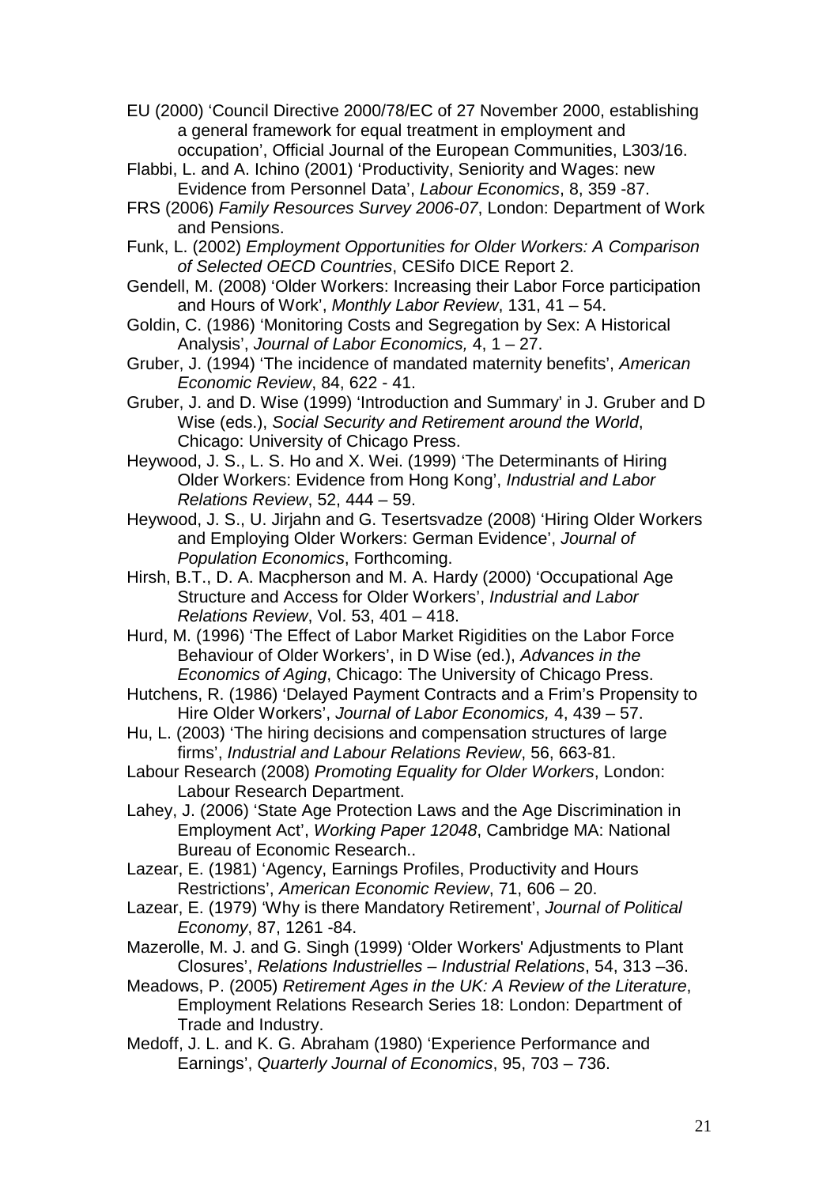EU (2000) 'Council Directive 2000/78/EC of 27 November 2000, establishing a general framework for equal treatment in employment and occupation', Official Journal of the European Communities, L303/16.

Flabbi, L. and A. Ichino (2001) 'Productivity, Seniority and Wages: new Evidence from Personnel Data', *Labour Economics*, 8, 359 -87.

FRS (2006) *Family Resources Survey 2006-07*, London: Department of Work and Pensions.

Funk, L. (2002) *Employment Opportunities for Older Workers: A Comparison of Selected OECD Countries*, CESifo DICE Report 2.

Gendell, M. (2008) 'Older Workers: Increasing their Labor Force participation and Hours of Work', *Monthly Labor Review*, 131, 41 – 54.

Goldin, C. (1986) 'Monitoring Costs and Segregation by Sex: A Historical Analysis', *Journal of Labor Economics,* 4, 1 – 27.

Gruber, J. (1994) 'The incidence of mandated maternity benefits', *American Economic Review*, 84, 622 - 41.

Gruber, J. and D. Wise (1999) 'Introduction and Summary' in J. Gruber and D Wise (eds.), *Social Security and Retirement around the World*, Chicago: University of Chicago Press.

Heywood, J. S., L. S. Ho and X. Wei. (1999) 'The Determinants of Hiring Older Workers: Evidence from Hong Kong', *Industrial and Labor Relations Review*, 52, 444 – 59.

Heywood, J. S., U. Jirjahn and G. Tesertsvadze (2008) 'Hiring Older Workers and Employing Older Workers: German Evidence', *Journal of Population Economics*, Forthcoming.

Hirsh, B.T., D. A. Macpherson and M. A. Hardy (2000) 'Occupational Age Structure and Access for Older Workers', *Industrial and Labor Relations Review*, Vol. 53, 401 – 418.

Hurd, M. (1996) 'The Effect of Labor Market Rigidities on the Labor Force Behaviour of Older Workers', in D Wise (ed.), *Advances in the Economics of Aging*, Chicago: The University of Chicago Press.

Hutchens, R. (1986) 'Delayed Payment Contracts and a Frim's Propensity to Hire Older Workers', *Journal of Labor Economics,* 4, 439 – 57.

Hu, L. (2003) 'The hiring decisions and compensation structures of large firms', *Industrial and Labour Relations Review*, 56, 663-81.

Labour Research (2008) *Promoting Equality for Older Workers*, London: Labour Research Department.

Lahey, J. (2006) 'State Age Protection Laws and the Age Discrimination in Employment Act', *Working Paper 12048*, Cambridge MA: National Bureau of Economic Research..

Lazear, E. (1981) 'Agency, Earnings Profiles, Productivity and Hours Restrictions', *American Economic Review*, 71, 606 – 20.

Lazear, E. (1979) 'Why is there Mandatory Retirement', *Journal of Political Economy*, 87, 1261 -84.

Mazerolle, M. J. and G. Singh (1999) 'Older Workers' Adjustments to Plant Closures', *Relations Industrielles – Industrial Relations*, 54, 313 –36.

Meadows, P. (2005) *Retirement Ages in the UK: A Review of the Literature*, Employment Relations Research Series 18: London: Department of Trade and Industry.

Medoff, J. L. and K. G. Abraham (1980) 'Experience Performance and Earnings', *Quarterly Journal of Economics*, 95, 703 – 736.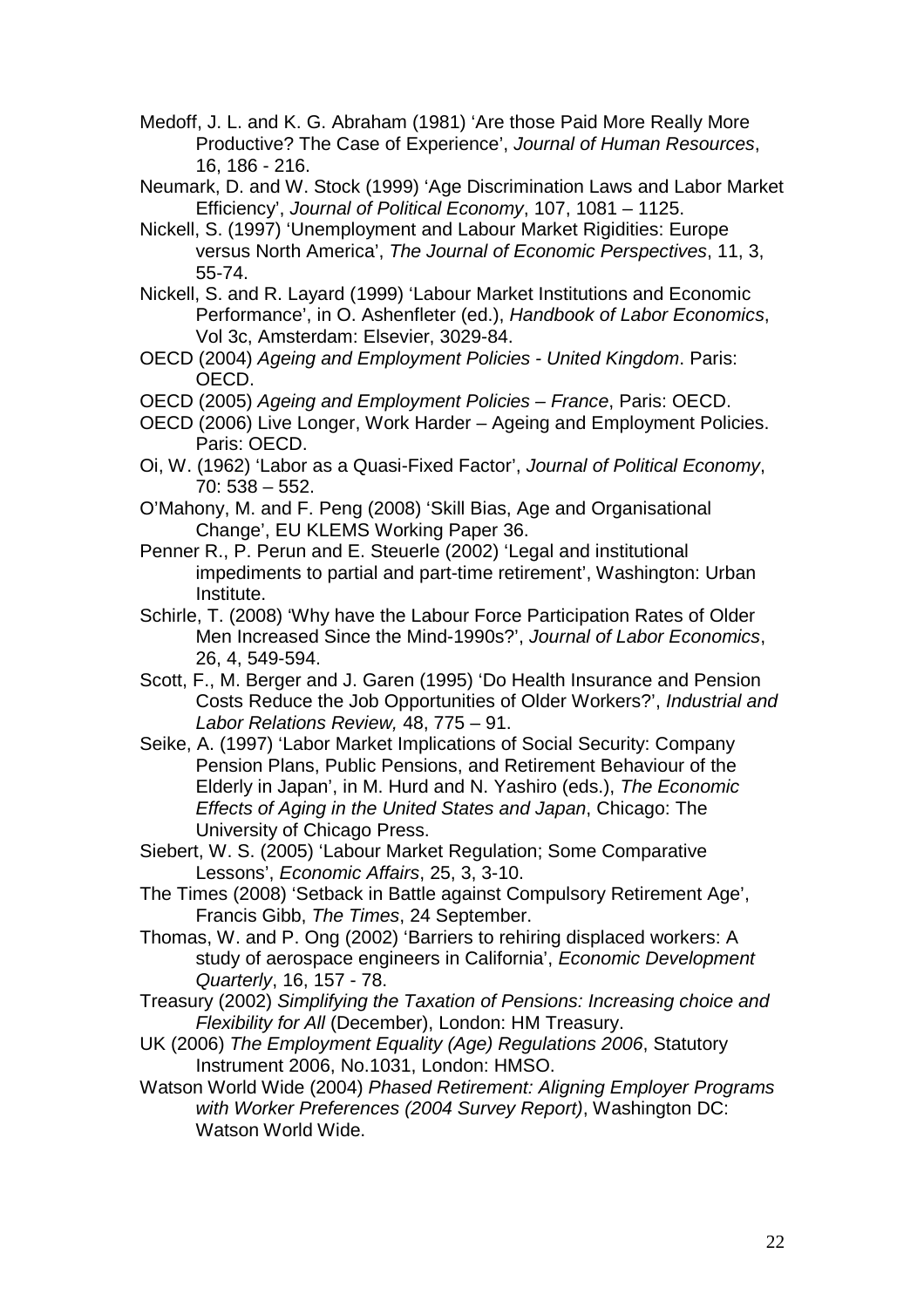Medoff, J. L. and K. G. Abraham (1981) 'Are those Paid More Really More Productive? The Case of Experience', *Journal of Human Resources*, 16, 186 - 216.

Neumark, D. and W. Stock (1999) 'Age Discrimination Laws and Labor Market Efficiency', *Journal of Political Economy*, 107, 1081 – 1125.

Nickell, S. (1997) 'Unemployment and Labour Market Rigidities: Europe versus North America', *The Journal of Economic Perspectives*, 11, 3, 55-74.

Nickell, S. and R. Layard (1999) 'Labour Market Institutions and Economic Performance', in O. Ashenfleter (ed.), *Handbook of Labor Economics*, Vol 3c, Amsterdam: Elsevier, 3029-84.

OECD (2004) *Ageing and Employment Policies - United Kingdom*. Paris: OECD.

OECD (2005) *Ageing and Employment Policies – France*, Paris: OECD.

OECD (2006) Live Longer, Work Harder – Ageing and Employment Policies. Paris: OECD.

Oi, W. (1962) 'Labor as a Quasi-Fixed Factor', *Journal of Political Economy*, 70: 538 – 552.

O'Mahony, M. and F. Peng (2008) 'Skill Bias, Age and Organisational Change', EU KLEMS Working Paper 36.

Penner R., P. Perun and E. Steuerle (2002) 'Legal and institutional impediments to partial and part-time retirement', Washington: Urban Institute.

Schirle, T. (2008) 'Why have the Labour Force Participation Rates of Older Men Increased Since the Mind-1990s?', *Journal of Labor Economics*, 26, 4, 549-594.

Scott, F., M. Berger and J. Garen (1995) 'Do Health Insurance and Pension Costs Reduce the Job Opportunities of Older Workers?', *Industrial and Labor Relations Review,* 48, 775 – 91.

Seike, A. (1997) 'Labor Market Implications of Social Security: Company Pension Plans, Public Pensions, and Retirement Behaviour of the Elderly in Japan', in M. Hurd and N. Yashiro (eds.), *The Economic Effects of Aging in the United States and Japan*, Chicago: The University of Chicago Press.

Siebert, W. S. (2005) 'Labour Market Regulation; Some Comparative Lessons', *Economic Affairs*, 25, 3, 3-10.

The Times (2008) 'Setback in Battle against Compulsory Retirement Age', Francis Gibb, *The Times*, 24 September.

Thomas, W. and P. Ong (2002) 'Barriers to rehiring displaced workers: A study of aerospace engineers in California', *Economic Development Quarterly*, 16, 157 - 78.

Treasury (2002) *Simplifying the Taxation of Pensions: Increasing choice and Flexibility for All* (December), London: HM Treasury.

UK (2006) *The Employment Equality (Age) Regulations 2006*, Statutory Instrument 2006, No.1031, London: HMSO.

Watson World Wide (2004) *Phased Retirement: Aligning Employer Programs with Worker Preferences (2004 Survey Report)*, Washington DC: Watson World Wide.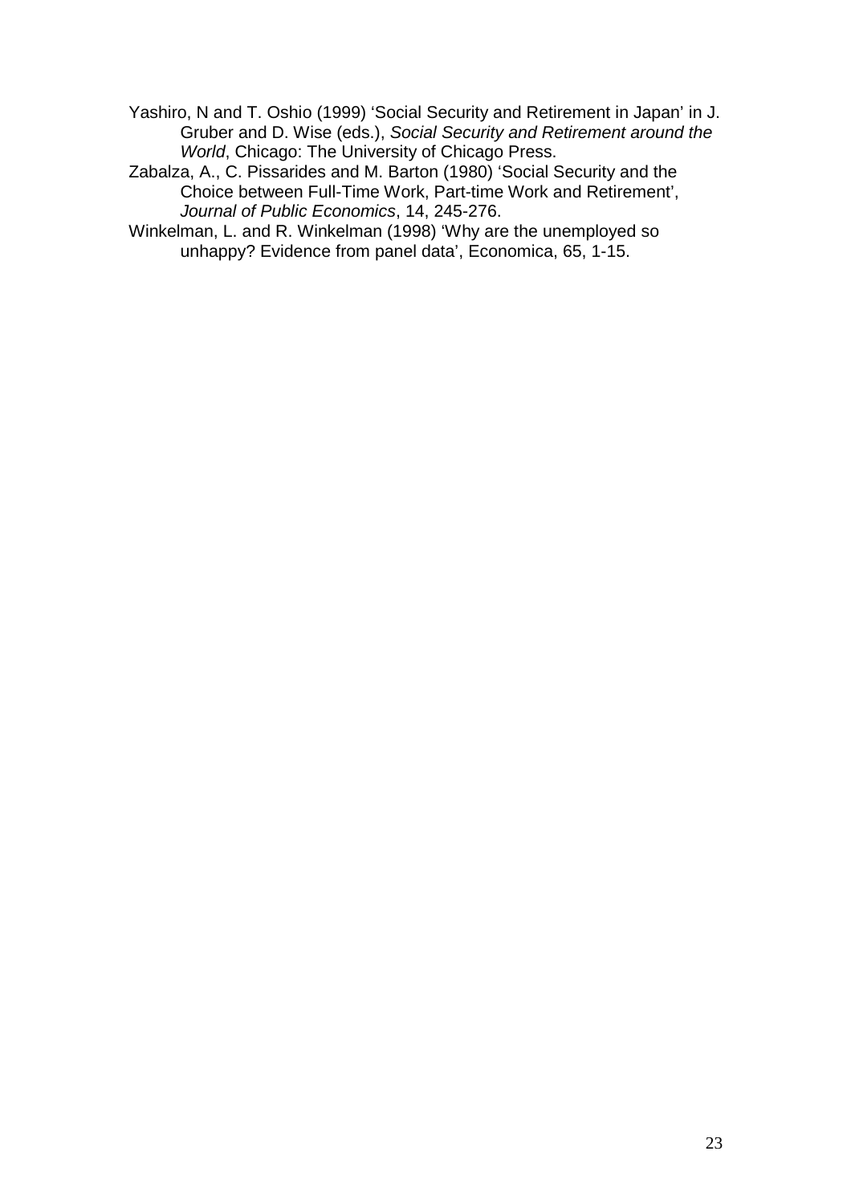Yashiro, N and T. Oshio (1999) 'Social Security and Retirement in Japan' in J. Gruber and D. Wise (eds.), *Social Security and Retirement around the World*, Chicago: The University of Chicago Press.

Zabalza, A., C. Pissarides and M. Barton (1980) 'Social Security and the Choice between Full-Time Work, Part-time Work and Retirement', *Journal of Public Economics*, 14, 245-276.

Winkelman, L. and R. Winkelman (1998) 'Why are the unemployed so unhappy? Evidence from panel data', Economica, 65, 1-15.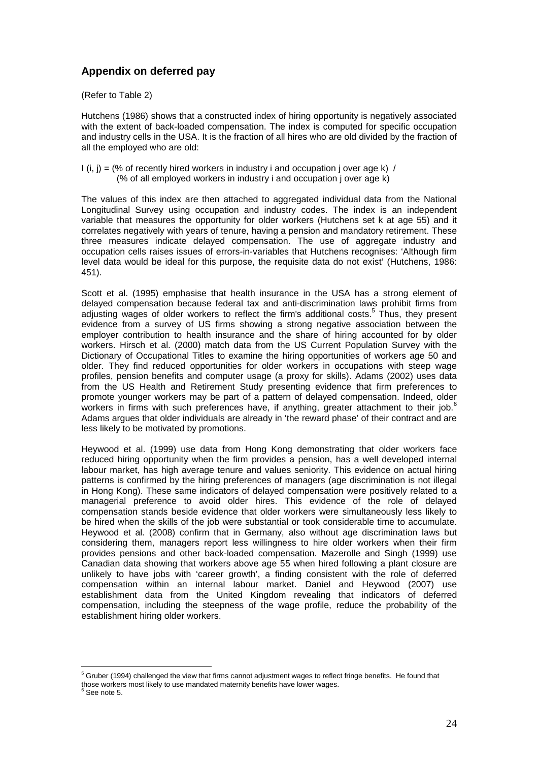## Appendix on deferred pay

(Refer to Table 2)

Hutchens (1986) shows that a constructed index of hiring opportunity is negatively associated with the extent of back-loaded compensation. The index is computed for specific occupation and industry cells in the USA. It is the fraction of all hires who are old divided by the fraction of all the employed who are old:

I (i, j) = (% of recently hired workers in industry i and occupation j over age k) /
(% of all employed workers in industry i and occupation j over age k)

The values of this index are then attached to aggregated individual data from the National Longitudinal Survey using occupation and industry codes. The index is an independent variable that measures the opportunity for older workers (Hutchens set k at age 55) and it correlates negatively with years of tenure, having a pension and mandatory retirement. These three measures indicate delayed compensation. The use of aggregate industry and occupation cells raises issues of errors-in-variables that Hutchens recognises: 'Although firm level data would be ideal for this purpose, the requisite data do not exist' (Hutchens, 1986: 451).

Scott et al. (1995) emphasise that health insurance in the USA has a strong element of delayed compensation because federal tax and anti-discrimination laws prohibit firms from adjusting wages of older workers to reflect the firm's additional costs.[5] Thus, they present evidence from a survey of US firms showing a strong negative association between the employer contribution to health insurance and the share of hiring accounted for by older workers. Hirsch et al. (2000) match data from the US Current Population Survey with the Dictionary of Occupational Titles to examine the hiring opportunities of workers age 50 and older. They find reduced opportunities for older workers in occupations with steep wage profiles, pension benefits and computer usage (a proxy for skills). Adams (2002) uses data from the US Health and Retirement Study presenting evidence that firm preferences to promote younger workers may be part of a pattern of delayed compensation. Indeed, older workers in firms with such preferences have, if anything, greater attachment to their job.[6] Adams argues that older individuals are already in 'the reward phase' of their contract and are less likely to be motivated by promotions.

Heywood et al. (1999) use data from Hong Kong demonstrating that older workers face reduced hiring opportunity when the firm provides a pension, has a well developed internal labour market, has high average tenure and values seniority. This evidence on actual hiring patterns is confirmed by the hiring preferences of managers (age discrimination is not illegal in Hong Kong). These same indicators of delayed compensation were positively related to a managerial preference to avoid older hires. This evidence of the role of delayed compensation stands beside evidence that older workers were simultaneously less likely to be hired when the skills of the job were substantial or took considerable time to accumulate. Heywood et al. (2008) confirm that in Germany, also without age discrimination laws but considering them, managers report less willingness to hire older workers when their firm provides pensions and other back-loaded compensation. Mazerolle and Singh (1999) use Canadian data showing that workers above age 55 when hired following a plant closure are unlikely to have jobs with 'career growth', a finding consistent with the role of deferred compensation within an internal labour market. Daniel and Heywood (2007) use establishment data from the United Kingdom revealing that indicators of deferred compensation, including the steepness of the wage profile, reduce the probability of the establishment hiring older workers.

---

[5] Gruber (1994) challenged the view that firms cannot adjustment wages to reflect fringe benefits. He found that those workers most likely to use mandated maternity benefits have lower wages.

[6] See note 5.